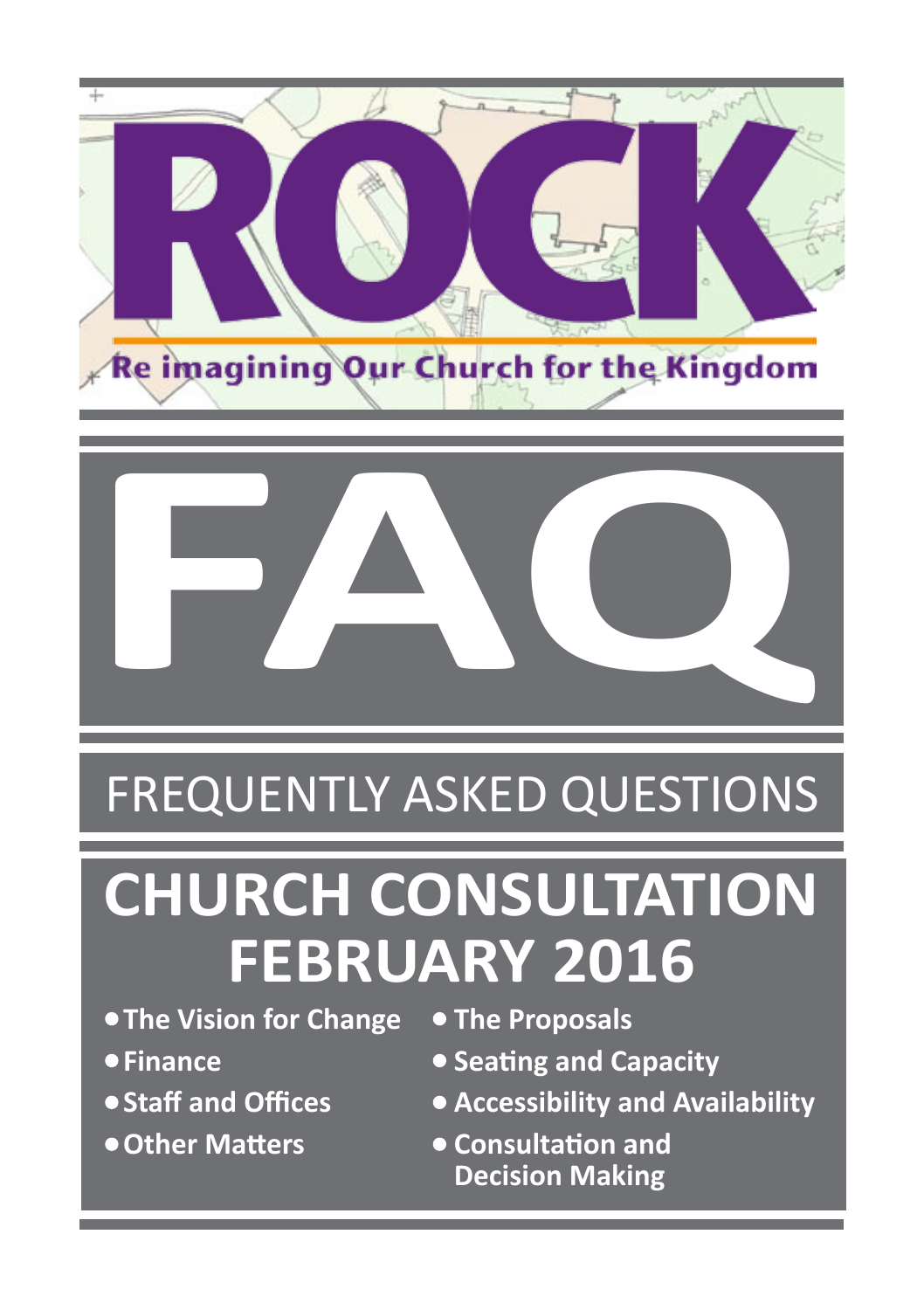# ROCK

Re imagining Our Church for the Kingdom

# FAQ

## FREQUENTLY ASKED QUESTIONS

# CHURCH CONSULTATION FEBRUARY 2016

- **The Vision for Change**
- **Finance**
- **Staff and Offices**
- **Other Matters**
- **The Proposals**
- **Seating and Capacity**
- **Accessibility and Availability**
- **Consultation and Decision Making**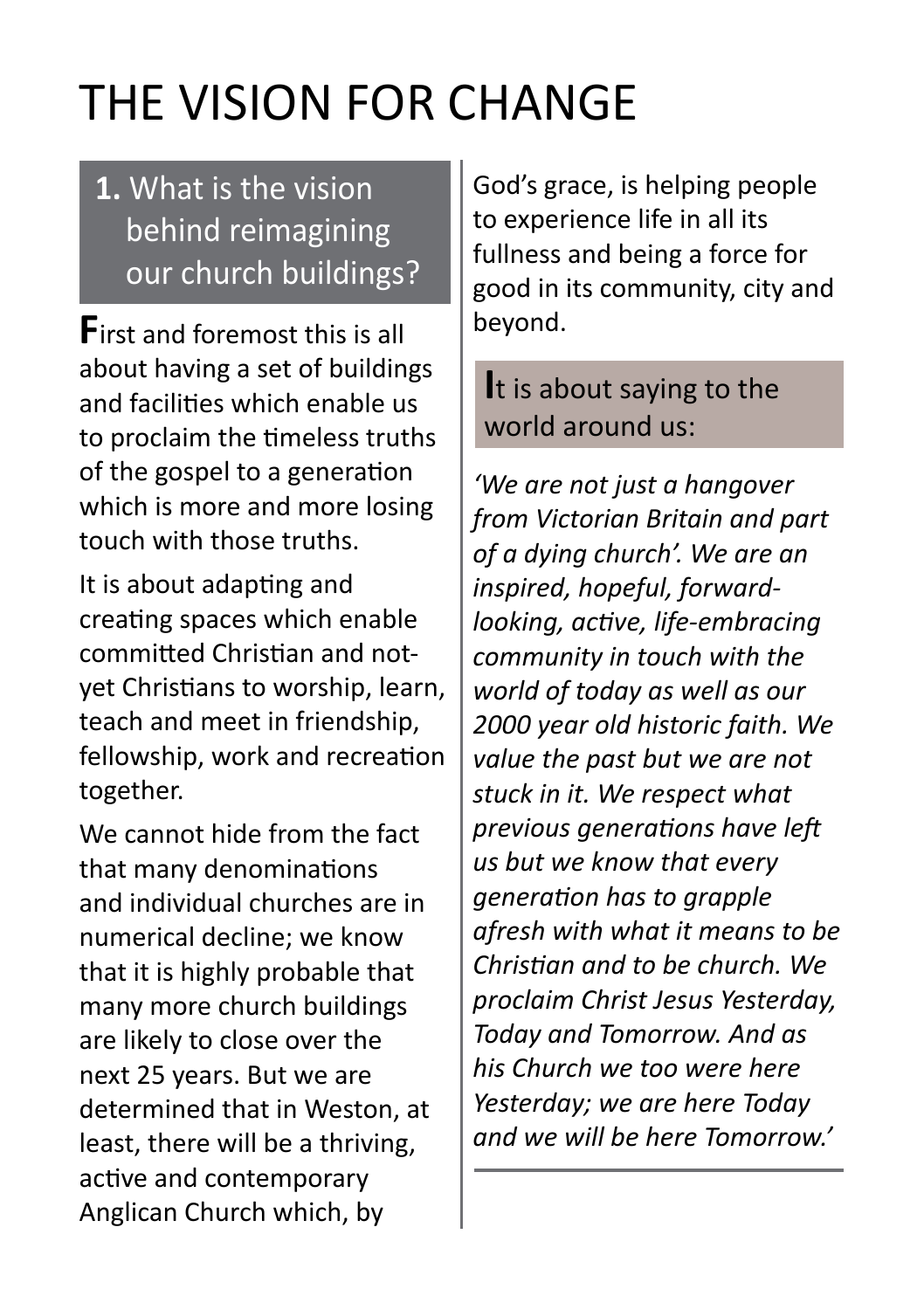# THE VISION FOR CHANGE

## 1. What is the vision behind reimagining our church buildings?

First and foremost this is all about having a set of buildings and facilities which enable us to proclaim the timeless truths of the gospel to a generation which is more and more losing touch with those truths.

It is about adapting and creating spaces which enable committed Christian and not-yet Christians to worship, learn, teach and meet in friendship, fellowship, work and recreation together.

We cannot hide from the fact that many denominations and individual churches are in numerical decline; we know that it is highly probable that many more church buildings are likely to close over the next 25 years. But we are determined that in Weston, at least, there will be a thriving, active and contemporary Anglican Church which, by God's grace, is helping people to experience life in all its fullness and being a force for good in its community, city and beyond.

### It is about saying to the world around us:

*'We are not just a hangover from Victorian Britain and part of a dying church'. We are an inspired, hopeful, forward-looking, active, life-embracing community in touch with the world of today as well as our 2000 year old historic faith. We value the past but we are not stuck in it. We respect what previous generations have left us but we know that every generation has to grapple afresh with what it means to be Christian and to be church. We proclaim Christ Jesus Yesterday, Today and Tomorrow. And as his Church we too were here Yesterday; we are here Today and we will be here Tomorrow.'*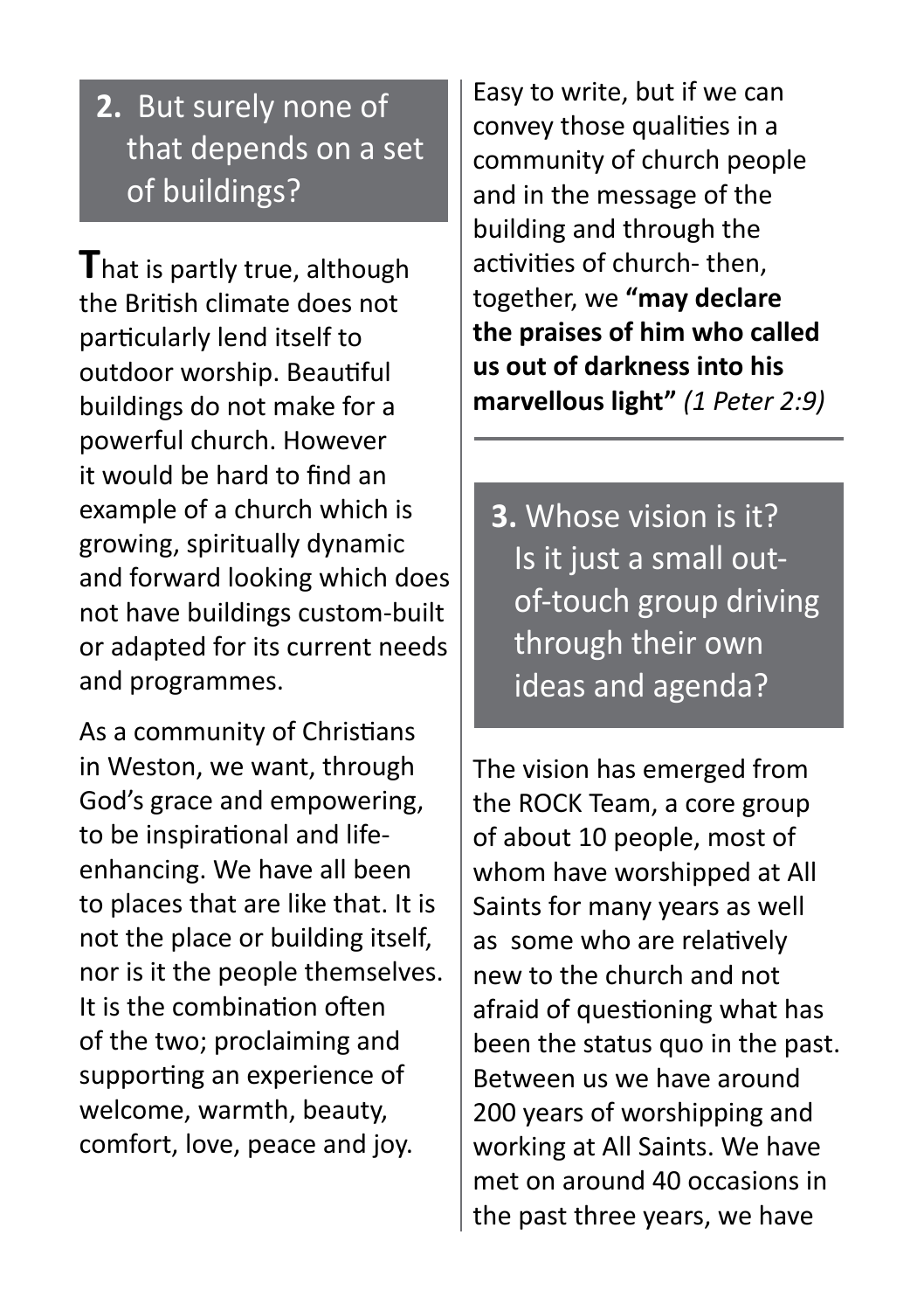## 2. But surely none of that depends on a set of buildings?

**T**hat is partly true, although the British climate does not particularly lend itself to outdoor worship. Beautiful buildings do not make for a powerful church. However it would be hard to find an example of a church which is growing, spiritually dynamic and forward looking which does not have buildings custom-built or adapted for its current needs and programmes.

As a community of Christians in Weston, we want, through God's grace and empowering, to be inspirational and life-enhancing. We have all been to places that are like that. It is not the place or building itself, nor is it the people themselves. It is the combination often of the two; proclaiming and supporting an experience of welcome, warmth, beauty, comfort, love, peace and joy.

Easy to write, but if we can convey those qualities in a community of church people and in the message of the building and through the activities of church- then, together, we **"may declare the praises of him who called us out of darkness into his marvellous light"** *(1 Peter 2:9)*

---

## 3. Whose vision is it? Is it just a small out-of-touch group driving through their own ideas and agenda?

The vision has emerged from the ROCK Team, a core group of about 10 people, most of whom have worshipped at All Saints for many years as well as some who are relatively new to the church and not afraid of questioning what has been the status quo in the past. Between us we have around 200 years of worshipping and working at All Saints. We have met on around 40 occasions in the past three years, we have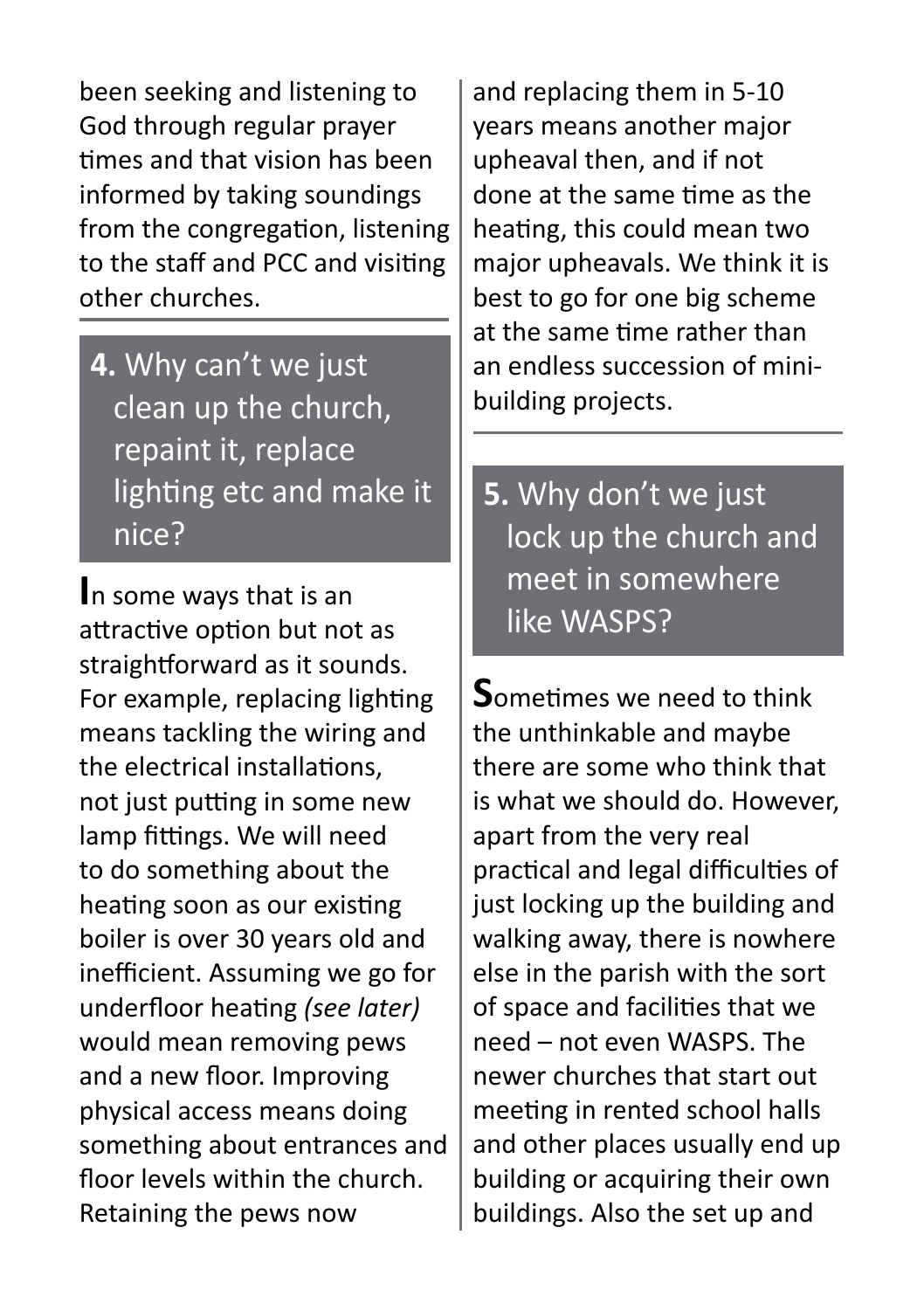been seeking and listening to God through regular prayer times and that vision has been informed by taking soundings from the congregation, listening to the staff and PCC and visiting other churches.

## 4. Why can't we just clean up the church, repaint it, replace lighting etc and make it nice?

In some ways that is an attractive option but not as straightforward as it sounds. For example, replacing lighting means tackling the wiring and the electrical installations, not just putting in some new lamp fittings. We will need to do something about the heating soon as our existing boiler is over 30 years old and inefficient. Assuming we go for underfloor heating *(see later)* would mean removing pews and a new floor. Improving physical access means doing something about entrances and floor levels within the church. Retaining the pews now and replacing them in 5-10 years means another major upheaval then, and if not done at the same time as the heating, this could mean two major upheavals. We think it is best to go for one big scheme at the same time rather than an endless succession of mini-building projects.

## 5. Why don't we just lock up the church and meet in somewhere like WASPS?

Sometimes we need to think the unthinkable and maybe there are some who think that is what we should do. However, apart from the very real practical and legal difficulties of just locking up the building and walking away, there is nowhere else in the parish with the sort of space and facilities that we need – not even WASPS. The newer churches that start out meeting in rented school halls and other places usually end up building or acquiring their own buildings. Also the set up and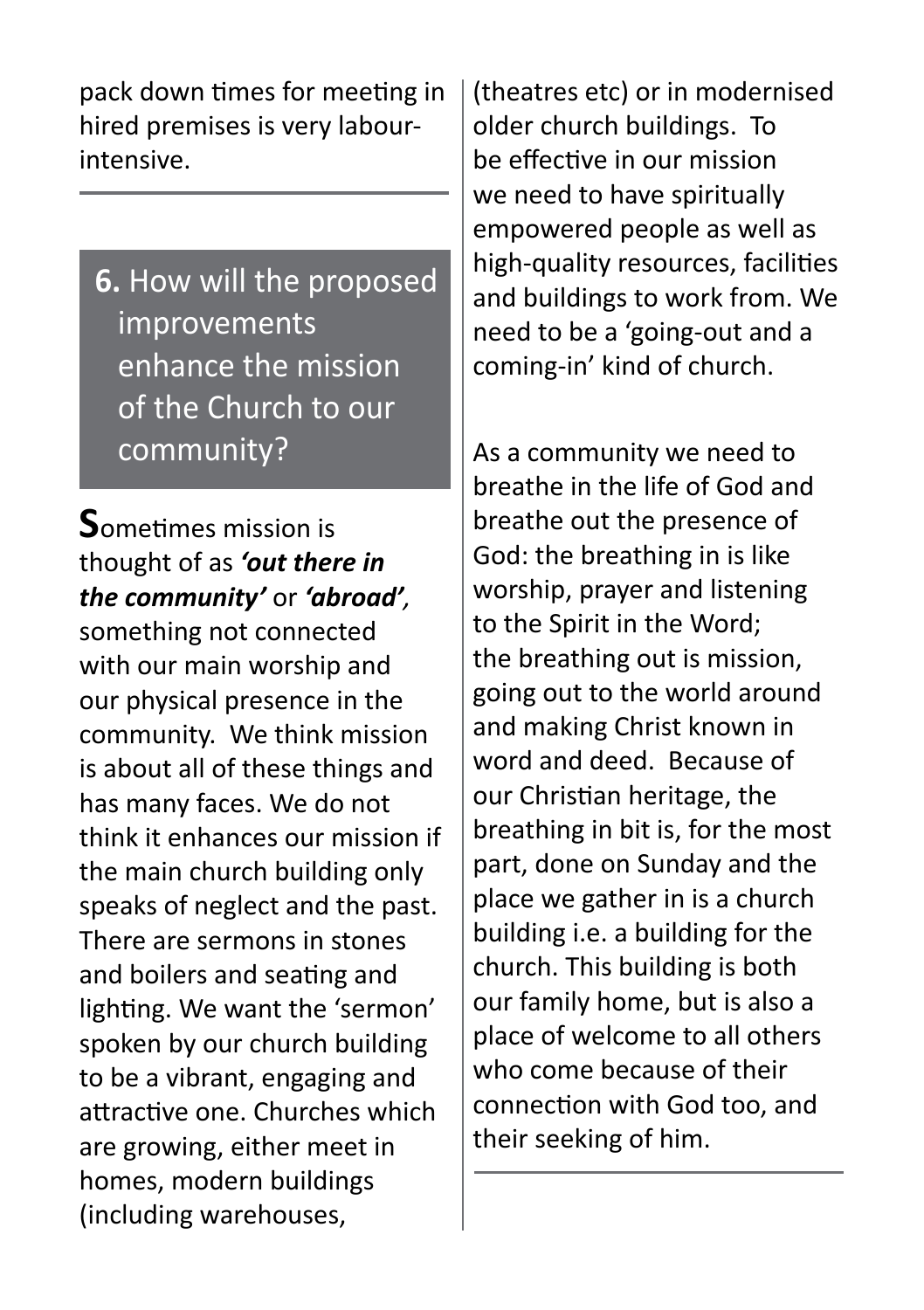pack down times for meeting in hired premises is very labour-intensive.

## 6. How will the proposed improvements enhance the mission of the Church to our community?

**S**ometimes mission is thought of as ***'out there in the community'*** or ***'abroad',*** something not connected with our main worship and our physical presence in the community. We think mission is about all of these things and has many faces. We do not think it enhances our mission if the main church building only speaks of neglect and the past. There are sermons in stones and boilers and seating and lighting. We want the 'sermon' spoken by our church building to be a vibrant, engaging and attractive one. Churches which are growing, either meet in homes, modern buildings (including warehouses, (theatres etc) or in modernised older church buildings. To be effective in our mission we need to have spiritually empowered people as well as high-quality resources, facilities and buildings to work from. We need to be a 'going-out and a coming-in' kind of church.

As a community we need to breathe in the life of God and breathe out the presence of God: the breathing in is like worship, prayer and listening to the Spirit in the Word; the breathing out is mission, going out to the world around and making Christ known in word and deed. Because of our Christian heritage, the breathing in bit is, for the most part, done on Sunday and the place we gather in is a church building i.e. a building for the church. This building is both our family home, but is also a place of welcome to all others who come because of their connection with God too, and their seeking of him.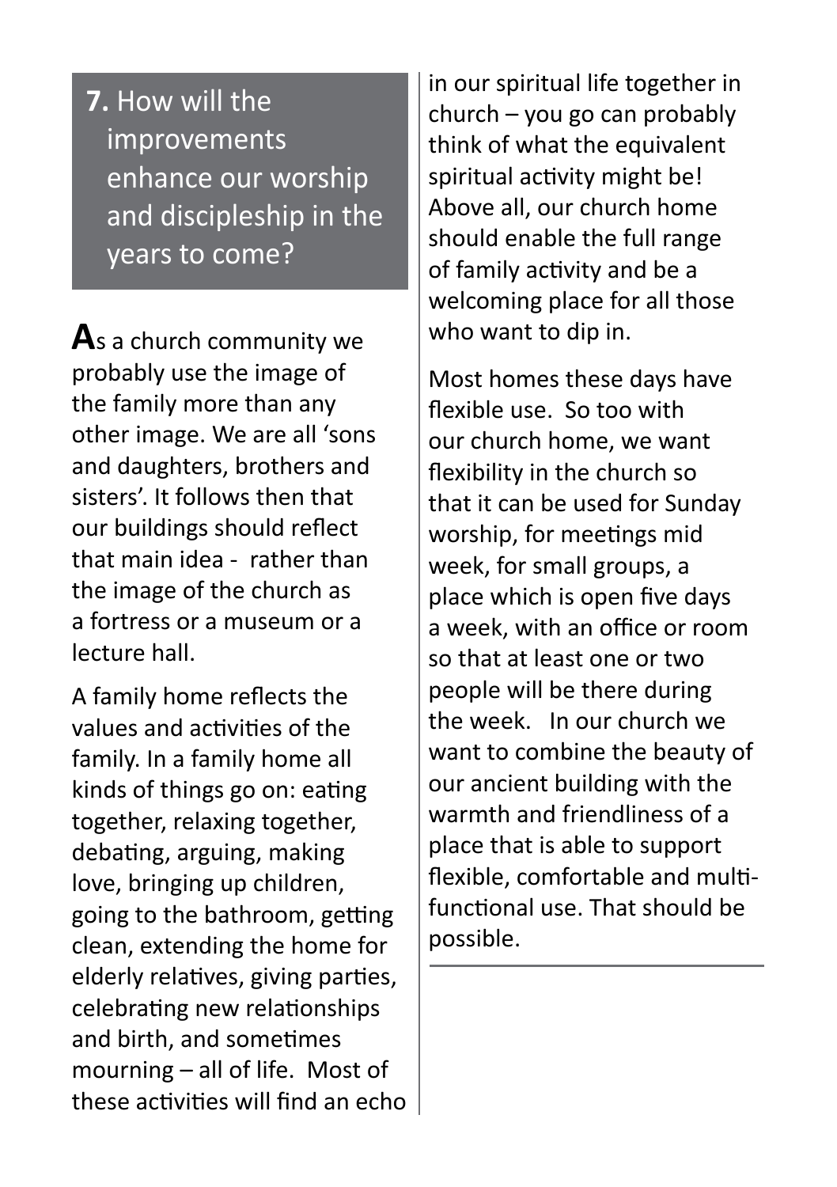## **7.** How will the improvements enhance our worship and discipleship in the years to come?

**A**s a church community we probably use the image of the family more than any other image. We are all 'sons and daughters, brothers and sisters'. It follows then that our buildings should reflect that main idea - rather than the image of the church as a fortress or a museum or a lecture hall.

A family home reflects the values and activities of the family. In a family home all kinds of things go on: eating together, relaxing together, debating, arguing, making love, bringing up children, going to the bathroom, getting clean, extending the home for elderly relatives, giving parties, celebrating new relationships and birth, and sometimes mourning – all of life. Most of these activities will find an echo in our spiritual life together in church – you go can probably think of what the equivalent spiritual activity might be! Above all, our church home should enable the full range of family activity and be a welcoming place for all those who want to dip in.

Most homes these days have flexible use. So too with our church home, we want flexibility in the church so that it can be used for Sunday worship, for meetings mid week, for small groups, a place which is open five days a week, with an office or room so that at least one or two people will be there during the week. In our church we want to combine the beauty of our ancient building with the warmth and friendliness of a place that is able to support flexible, comfortable and multi-functional use. That should be possible.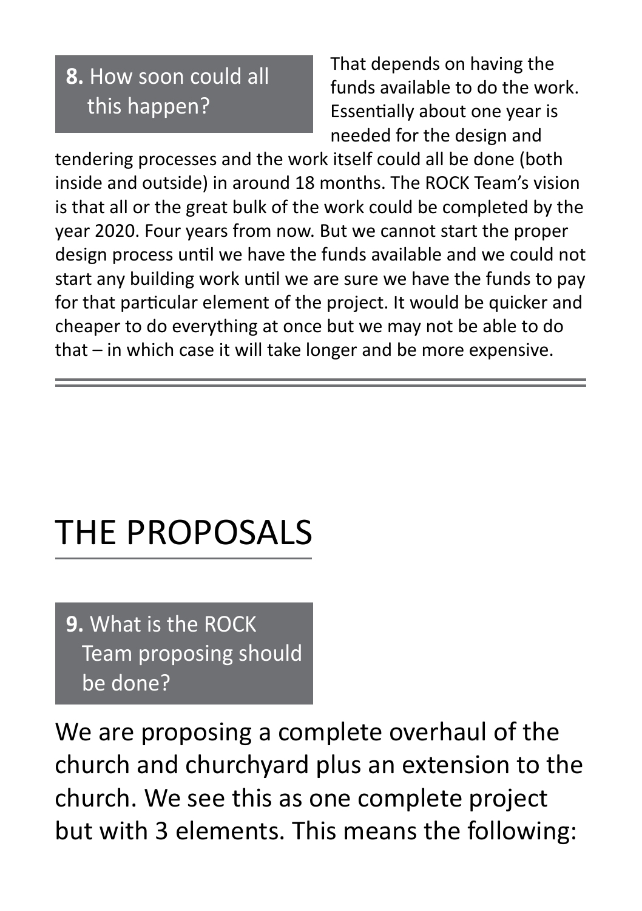### **8.** How soon could all this happen?

That depends on having the funds available to do the work. Essentially about one year is needed for the design and tendering processes and the work itself could all be done (both inside and outside) in around 18 months. The ROCK Team's vision is that all or the great bulk of the work could be completed by the year 2020. Four years from now. But we cannot start the proper design process until we have the funds available and we could not start any building work until we are sure we have the funds to pay for that particular element of the project. It would be quicker and cheaper to do everything at once but we may not be able to do that – in which case it will take longer and be more expensive.

---

# THE PROPOSALS

### **9.** What is the ROCK Team proposing should be done?

We are proposing a complete overhaul of the church and churchyard plus an extension to the church. We see this as one complete project but with 3 elements. This means the following: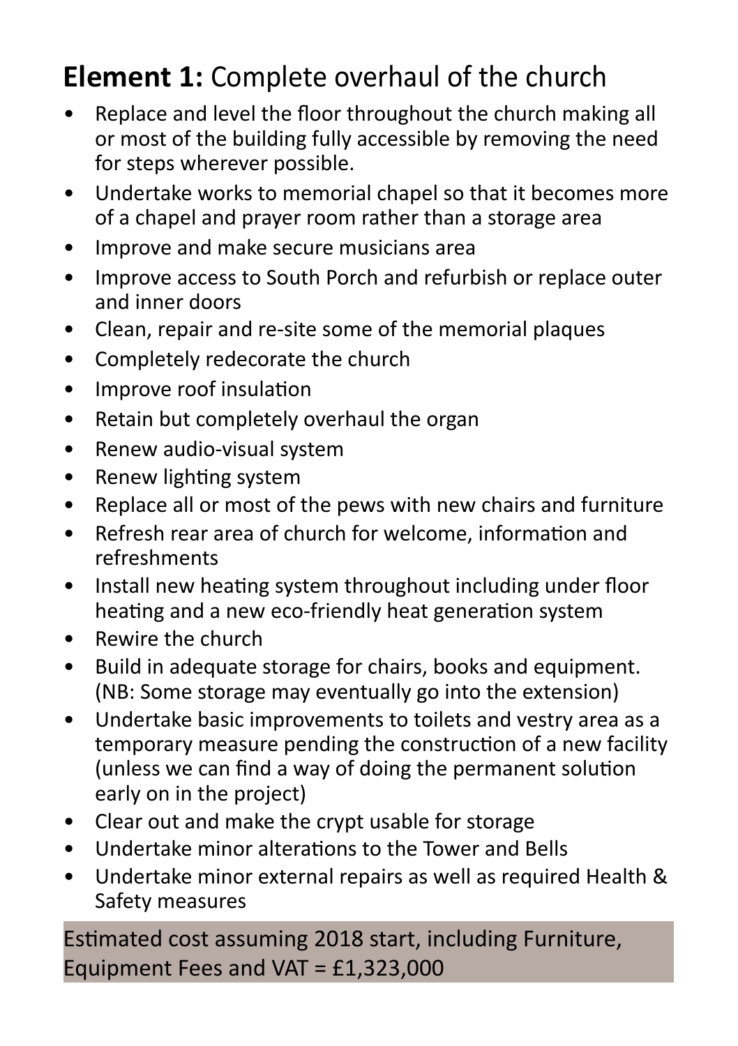## **Element 1:** Complete overhaul of the church

- Replace and level the floor throughout the church making all or most of the building fully accessible by removing the need for steps wherever possible.
- Undertake works to memorial chapel so that it becomes more of a chapel and prayer room rather than a storage area
- Improve and make secure musicians area
- Improve access to South Porch and refurbish or replace outer and inner doors
- Clean, repair and re-site some of the memorial plaques
- Completely redecorate the church
- Improve roof insulation
- Retain but completely overhaul the organ
- Renew audio-visual system
- Renew lighting system
- Replace all or most of the pews with new chairs and furniture
- Refresh rear area of church for welcome, information and refreshments
- Install new heating system throughout including under floor heating and a new eco-friendly heat generation system
- Rewire the church
- Build in adequate storage for chairs, books and equipment. (NB: Some storage may eventually go into the extension)
- Undertake basic improvements to toilets and vestry area as a temporary measure pending the construction of a new facility (unless we can find a way of doing the permanent solution early on in the project)
- Clear out and make the crypt usable for storage
- Undertake minor alterations to the Tower and Bells
- Undertake minor external repairs as well as required Health & Safety measures

Estimated cost assuming 2018 start, including Furniture, Equipment Fees and VAT = £1,323,000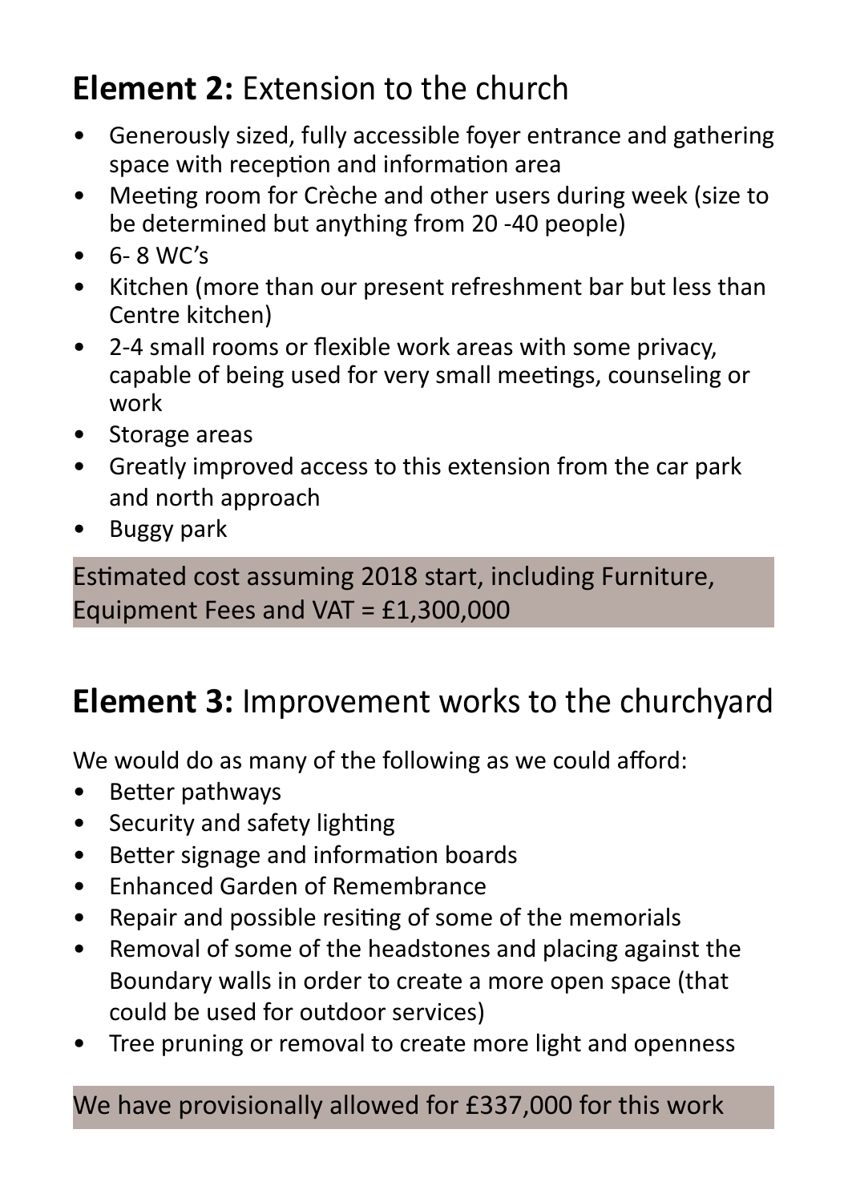## **Element 2:** Extension to the church

- Generously sized, fully accessible foyer entrance and gathering space with reception and information area
- Meeting room for Crèche and other users during week (size to be determined but anything from 20 -40 people)
- 6- 8 WC's
- Kitchen (more than our present refreshment bar but less than Centre kitchen)
- 2-4 small rooms or flexible work areas with some privacy, capable of being used for very small meetings, counseling or work
- Storage areas
- Greatly improved access to this extension from the car park and north approach
- Buggy park

Estimated cost assuming 2018 start, including Furniture, Equipment Fees and VAT = £1,300,000

## **Element 3:** Improvement works to the churchyard

We would do as many of the following as we could afford:

- Better pathways
- Security and safety lighting
- Better signage and information boards
- Enhanced Garden of Remembrance
- Repair and possible resiting of some of the memorials
- Removal of some of the headstones and placing against the Boundary walls in order to create a more open space (that could be used for outdoor services)
- Tree pruning or removal to create more light and openness

We have provisionally allowed for £337,000 for this work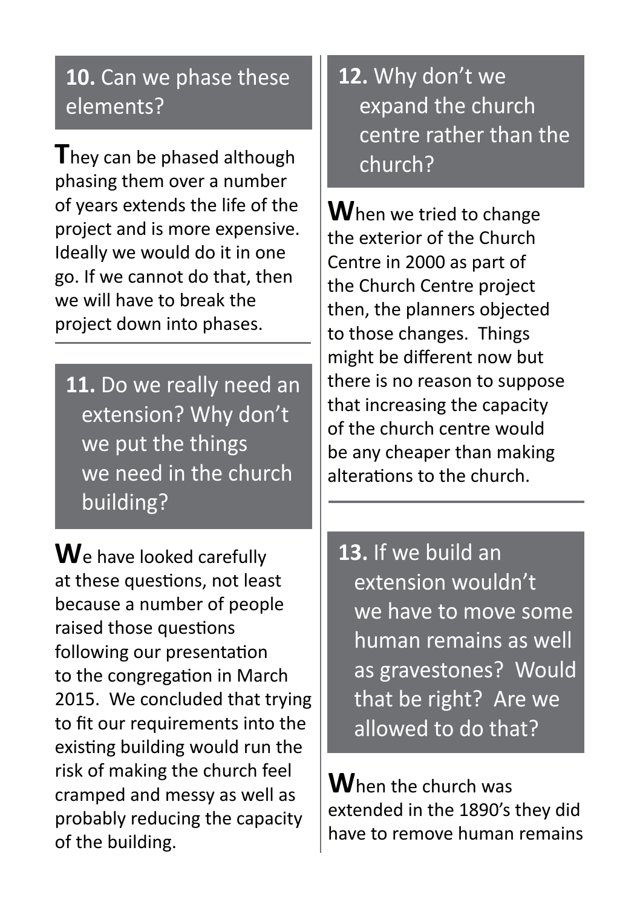## **10.** Can we phase these elements?

**T**hey can be phased although phasing them over a number of years extends the life of the project and is more expensive. Ideally we would do it in one go. If we cannot do that, then we will have to break the project down into phases.

---

## **11.** Do we really need an extension? Why don't we put the things we need in the church building?

**W**e have looked carefully at these questions, not least because a number of people raised those questions following our presentation to the congregation in March 2015. We concluded that trying to fit our requirements into the existing building would run the risk of making the church feel cramped and messy as well as probably reducing the capacity of the building.

## **12.** Why don't we expand the church centre rather than the church?

**W**hen we tried to change the exterior of the Church Centre in 2000 as part of the Church Centre project then, the planners objected to those changes. Things might be different now but there is no reason to suppose that increasing the capacity of the church centre would be any cheaper than making alterations to the church.

---

## **13.** If we build an extension wouldn't we have to move some human remains as well as gravestones? Would that be right? Are we allowed to do that?

**W**hen the church was extended in the 1890's they did have to remove human remains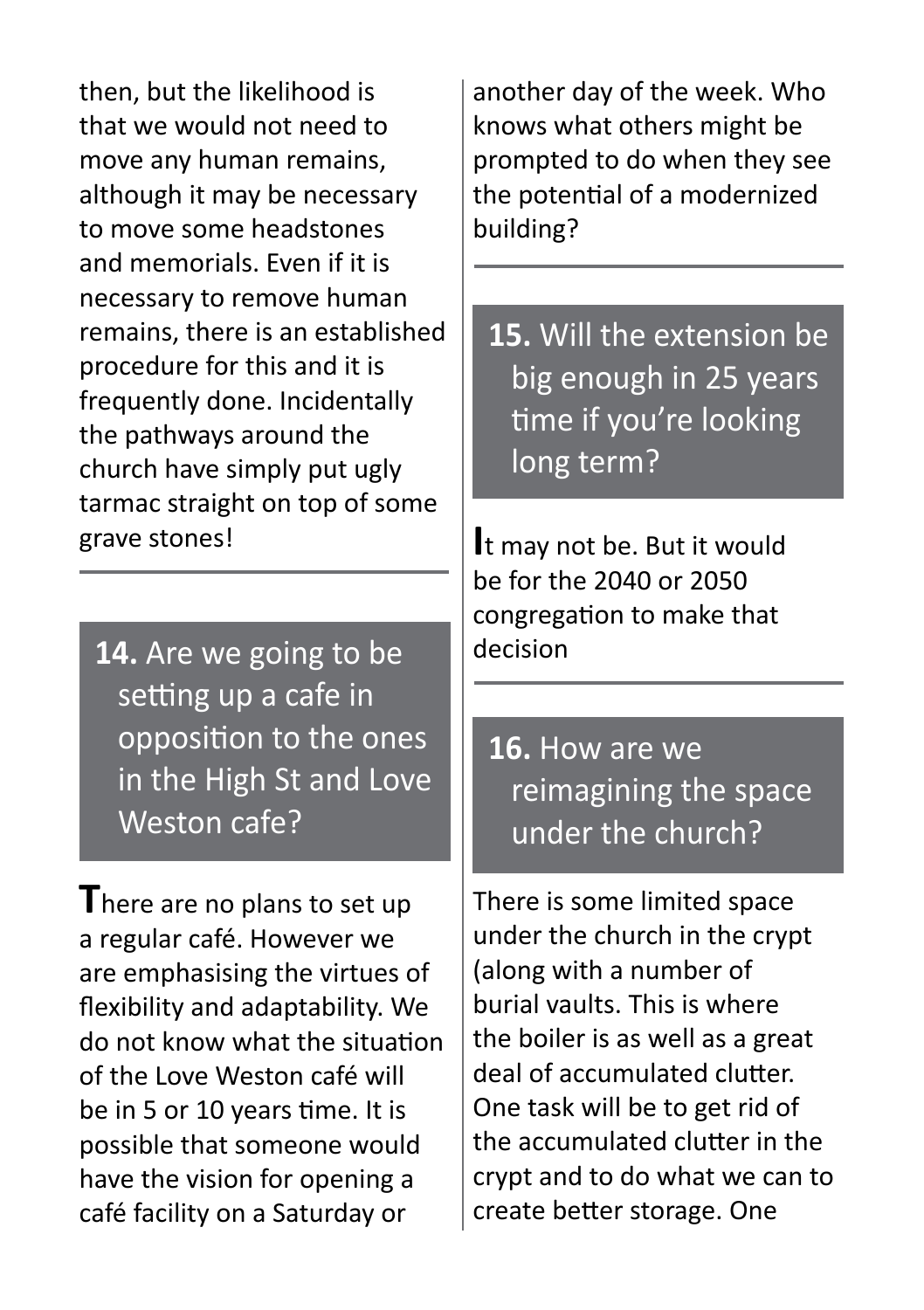then, but the likelihood is that we would not need to move any human remains, although it may be necessary to move some headstones and memorials. Even if it is necessary to remove human remains, there is an established procedure for this and it is frequently done. Incidentally the pathways around the church have simply put ugly tarmac straight on top of some grave stones!

---

## **14.** Are we going to be setting up a cafe in opposition to the ones in the High St and Love Weston cafe?

There are no plans to set up a regular café. However we are emphasising the virtues of flexibility and adaptability. We do not know what the situation of the Love Weston café will be in 5 or 10 years time. It is possible that someone would have the vision for opening a café facility on a Saturday or another day of the week. Who knows what others might be prompted to do when they see the potential of a modernized building?

---

## **15.** Will the extension be big enough in 25 years time if you're looking long term?

It may not be. But it would be for the 2040 or 2050 congregation to make that decision

---

## **16.** How are we reimagining the space under the church?

There is some limited space under the church in the crypt (along with a number of burial vaults. This is where the boiler is as well as a great deal of accumulated clutter. One task will be to get rid of the accumulated clutter in the crypt and to do what we can to create better storage. One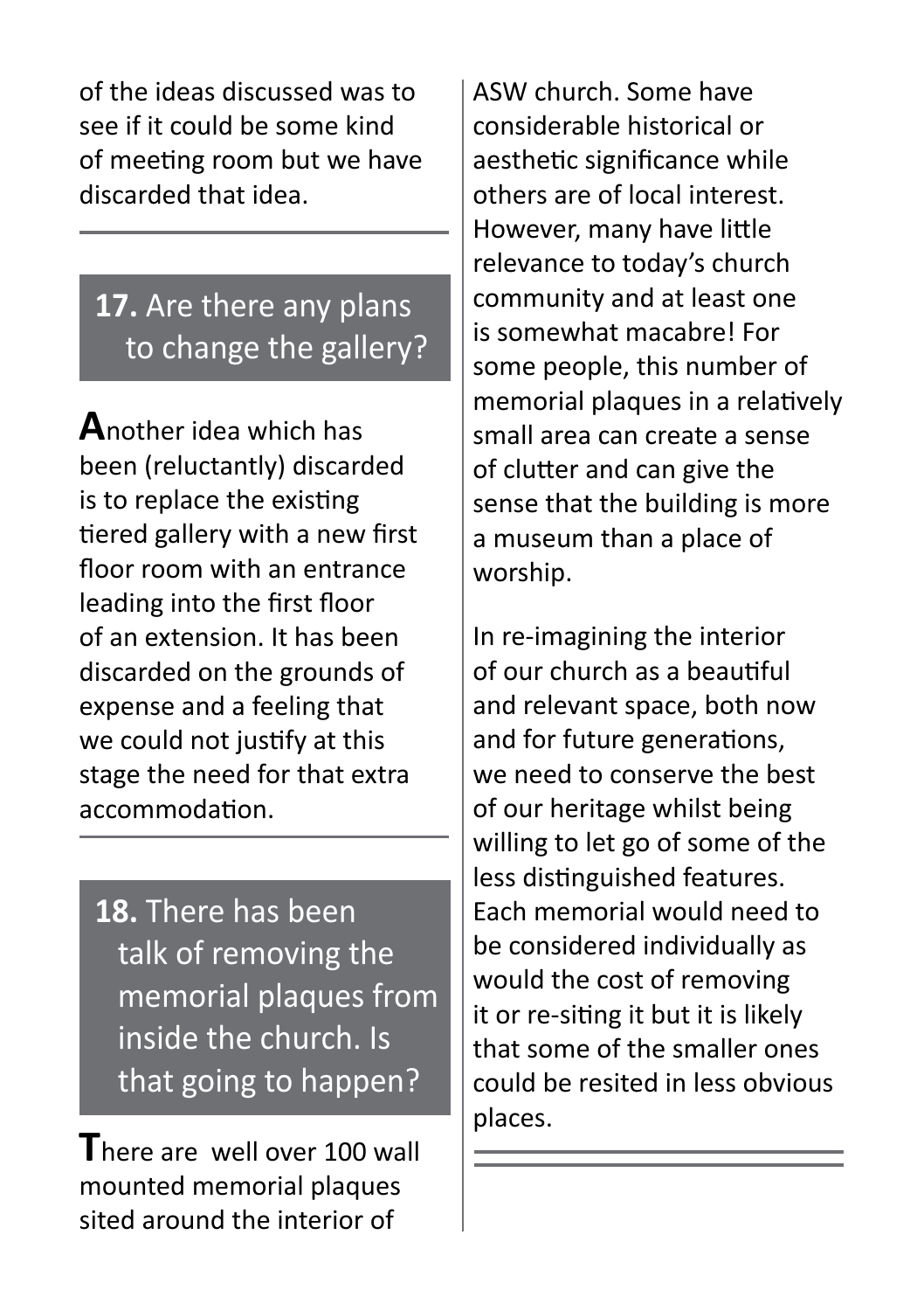of the ideas discussed was to see if it could be some kind of meeting room but we have discarded that idea.

---

## 17. Are there any plans to change the gallery?

Another idea which has been (reluctantly) discarded is to replace the existing tiered gallery with a new first floor room with an entrance leading into the first floor of an extension. It has been discarded on the grounds of expense and a feeling that we could not justify at this stage the need for that extra accommodation.

---

## 18. There has been talk of removing the memorial plaques from inside the church. Is that going to happen?

There are well over 100 wall mounted memorial plaques sited around the interior of ASW church. Some have considerable historical or aesthetic significance while others are of local interest. However, many have little relevance to today's church community and at least one is somewhat macabre! For some people, this number of memorial plaques in a relatively small area can create a sense of clutter and can give the sense that the building is more a museum than a place of worship.

In re-imagining the interior of our church as a beautiful and relevant space, both now and for future generations, we need to conserve the best of our heritage whilst being willing to let go of some of the less distinguished features. Each memorial would need to be considered individually as would the cost of removing it or re-siting it but it is likely that some of the smaller ones could be resited in less obvious places.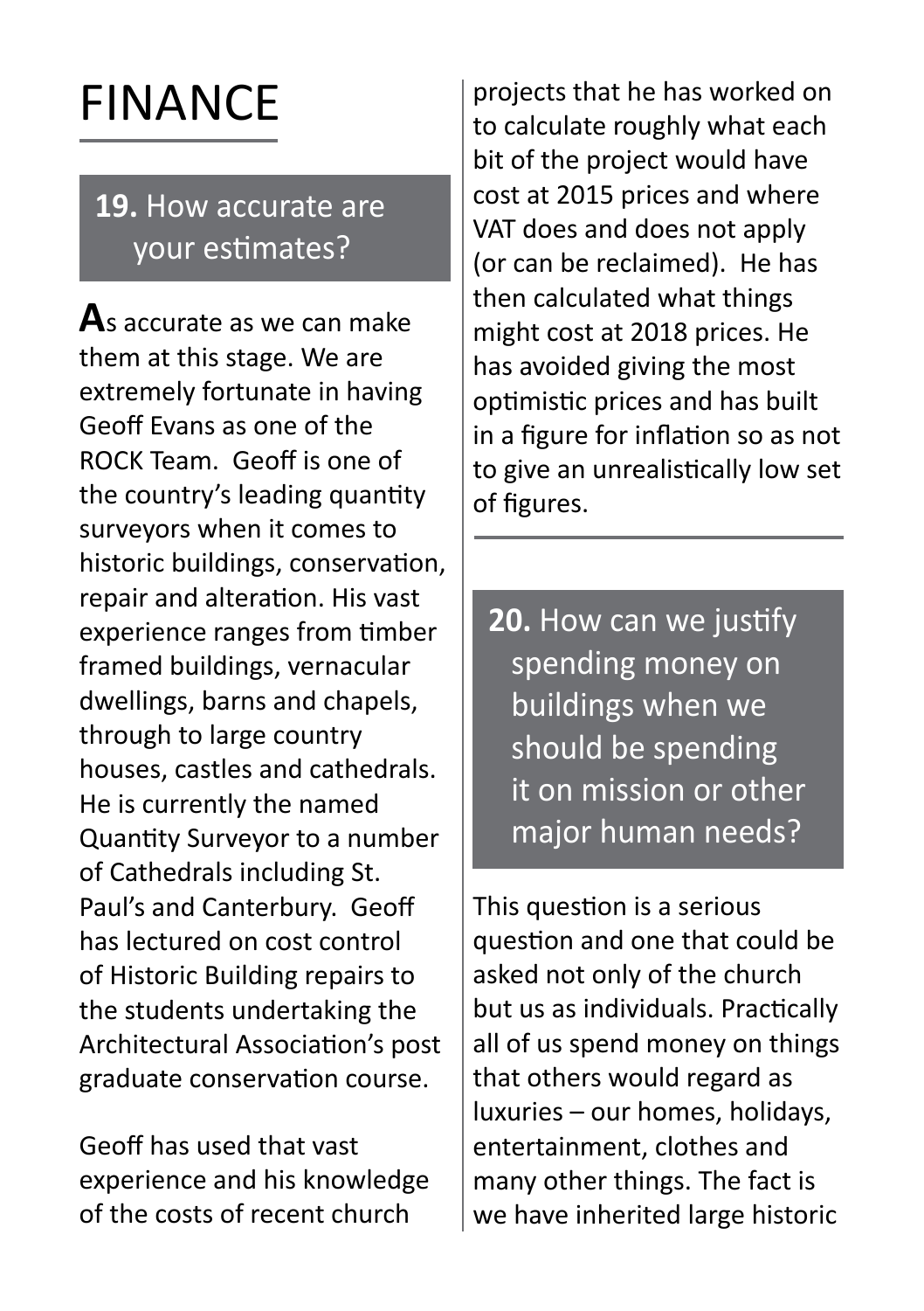# FINANCE

## 19. How accurate are your estimates?

**A**s accurate as we can make them at this stage. We are extremely fortunate in having Geoff Evans as one of the ROCK Team. Geoff is one of the country's leading quantity surveyors when it comes to historic buildings, conservation, repair and alteration. His vast experience ranges from timber framed buildings, vernacular dwellings, barns and chapels, through to large country houses, castles and cathedrals. He is currently the named Quantity Surveyor to a number of Cathedrals including St. Paul's and Canterbury. Geoff has lectured on cost control of Historic Building repairs to the students undertaking the Architectural Association's post graduate conservation course.

Geoff has used that vast experience and his knowledge of the costs of recent church projects that he has worked on to calculate roughly what each bit of the project would have cost at 2015 prices and where VAT does and does not apply (or can be reclaimed). He has then calculated what things might cost at 2018 prices. He has avoided giving the most optimistic prices and has built in a figure for inflation so as not to give an unrealistically low set of figures.

## 20. How can we justify spending money on buildings when we should be spending it on mission or other major human needs?

This question is a serious question and one that could be asked not only of the church but us as individuals. Practically all of us spend money on things that others would regard as luxuries – our homes, holidays, entertainment, clothes and many other things. The fact is we have inherited large historic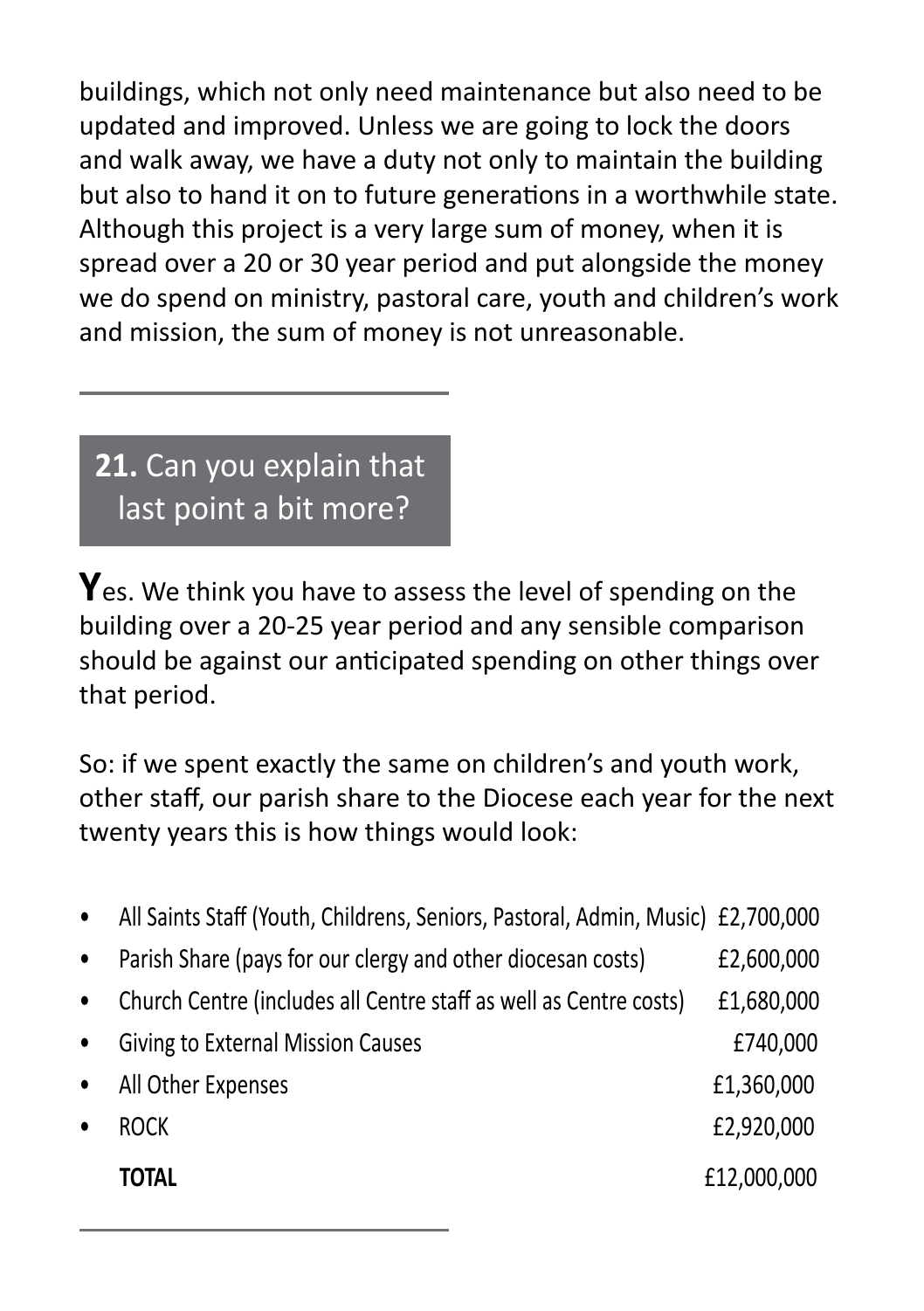buildings, which not only need maintenance but also need to be updated and improved. Unless we are going to lock the doors and walk away, we have a duty not only to maintain the building but also to hand it on to future generations in a worthwhile state. Although this project is a very large sum of money, when it is spread over a 20 or 30 year period and put alongside the money we do spend on ministry, pastoral care, youth and children's work and mission, the sum of money is not unreasonable.

---

## **21.** Can you explain that last point a bit more?

**Y**es. We think you have to assess the level of spending on the building over a 20-25 year period and any sensible comparison should be against our anticipated spending on other things over that period.

So: if we spent exactly the same on children's and youth work, other staff, our parish share to the Diocese each year for the next twenty years this is how things would look:

| Item | Amount |
|---|---|
| • All Saints Staff (Youth, Childrens, Seniors, Pastoral, Admin, Music) | £2,700,000 |
| • Parish Share (pays for our clergy and other diocesan costs) | £2,600,000 |
| • Church Centre (includes all Centre staff as well as Centre costs) | £1,680,000 |
| • Giving to External Mission Causes | £740,000 |
| • All Other Expenses | £1,360,000 |
| • ROCK | £2,920,000 |
| **TOTAL** | £12,000,000 |

---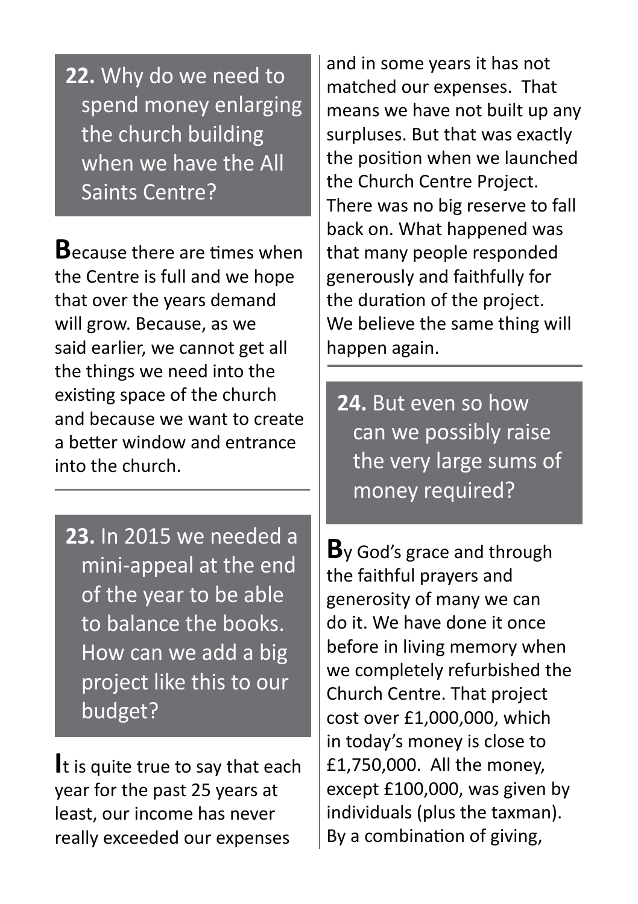## 22. Why do we need to spend money enlarging the church building when we have the All Saints Centre?

Because there are times when the Centre is full and we hope that over the years demand will grow. Because, as we said earlier, we cannot get all the things we need into the existing space of the church and because we want to create a better window and entrance into the church.

---

## 23. In 2015 we needed a mini-appeal at the end of the year to be able to balance the books. How can we add a big project like this to our budget?

It is quite true to say that each year for the past 25 years at least, our income has never really exceeded our expenses and in some years it has not matched our expenses. That means we have not built up any surpluses. But that was exactly the position when we launched the Church Centre Project. There was no big reserve to fall back on. What happened was that many people responded generously and faithfully for the duration of the project. We believe the same thing will happen again.

---

## 24. But even so how can we possibly raise the very large sums of money required?

By God's grace and through the faithful prayers and generosity of many we can do it. We have done it once before in living memory when we completely refurbished the Church Centre. That project cost over £1,000,000, which in today's money is close to £1,750,000. All the money, except £100,000, was given by individuals (plus the taxman). By a combination of giving,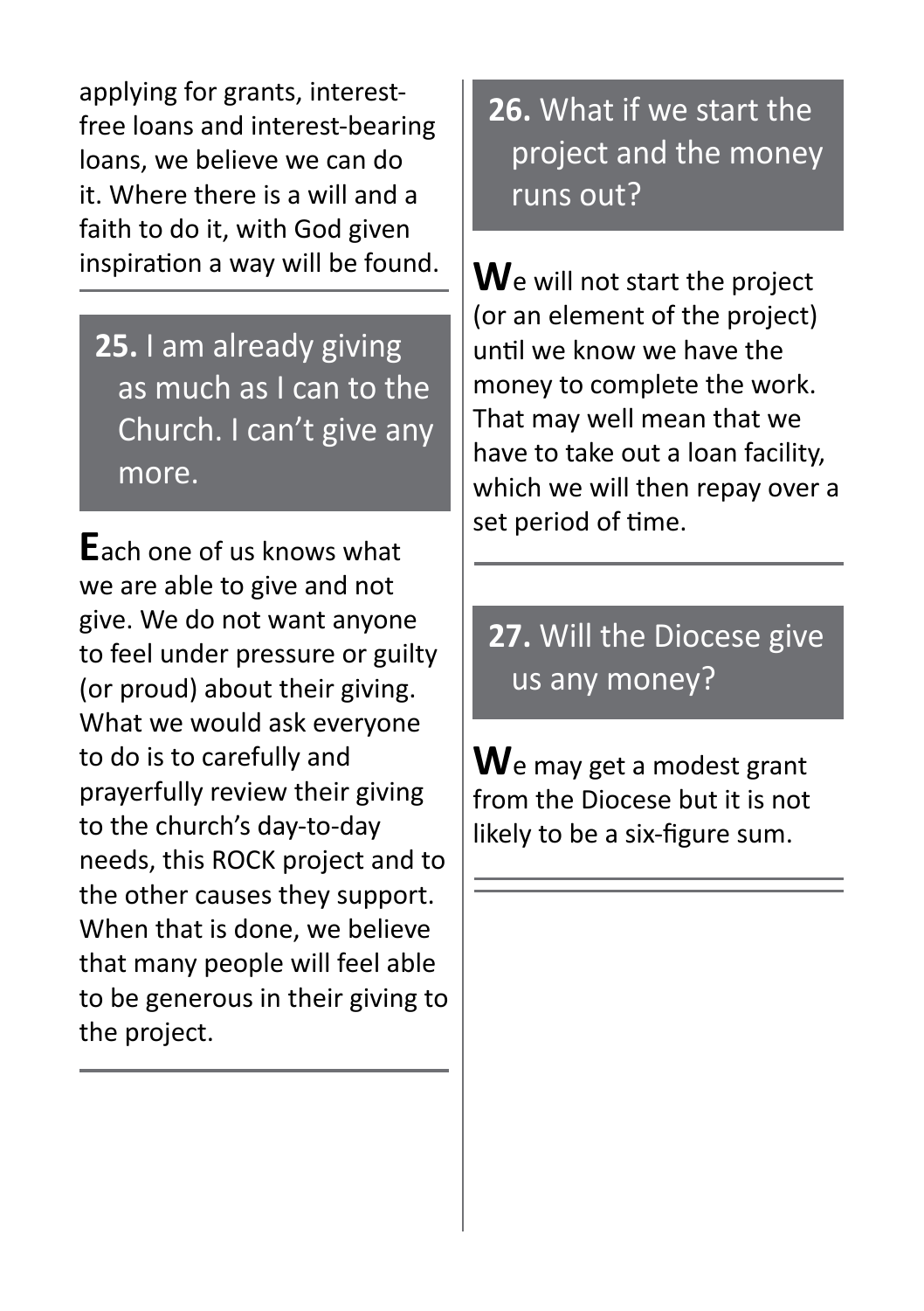applying for grants, interest-free loans and interest-bearing loans, we believe we can do it. Where there is a will and a faith to do it, with God given inspiration a way will be found.

## **25.** I am already giving as much as I can to the Church. I can't give any more.

Each one of us knows what we are able to give and not give. We do not want anyone to feel under pressure or guilty (or proud) about their giving. What we would ask everyone to do is to carefully and prayerfully review their giving to the church's day-to-day needs, this ROCK project and to the other causes they support. When that is done, we believe that many people will feel able to be generous in their giving to the project.

## **26.** What if we start the project and the money runs out?

We will not start the project (or an element of the project) until we know we have the money to complete the work. That may well mean that we have to take out a loan facility, which we will then repay over a set period of time.

## **27.** Will the Diocese give us any money?

We may get a modest grant from the Diocese but it is not likely to be a six-figure sum.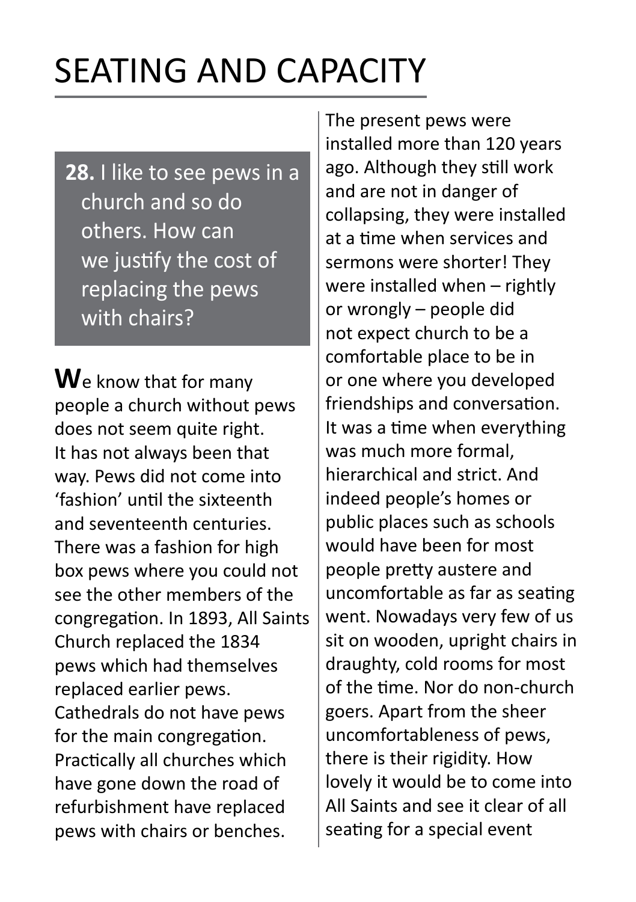# SEATING AND CAPACITY

**28.** I like to see pews in a church and so do others. How can we justify the cost of replacing the pews with chairs?

**W**e know that for many people a church without pews does not seem quite right. It has not always been that way. Pews did not come into 'fashion' until the sixteenth and seventeenth centuries. There was a fashion for high box pews where you could not see the other members of the congregation. In 1893, All Saints Church replaced the 1834 pews which had themselves replaced earlier pews. Cathedrals do not have pews for the main congregation. Practically all churches which have gone down the road of refurbishment have replaced pews with chairs or benches.

The present pews were installed more than 120 years ago. Although they still work and are not in danger of collapsing, they were installed at a time when services and sermons were shorter! They were installed when – rightly or wrongly – people did not expect church to be a comfortable place to be in or one where you developed friendships and conversation. It was a time when everything was much more formal, hierarchical and strict. And indeed people's homes or public places such as schools would have been for most people pretty austere and uncomfortable as far as seating went. Nowadays very few of us sit on wooden, upright chairs in draughty, cold rooms for most of the time. Nor do non-church goers. Apart from the sheer uncomfortableness of pews, there is their rigidity. How lovely it would be to come into All Saints and see it clear of all seating for a special event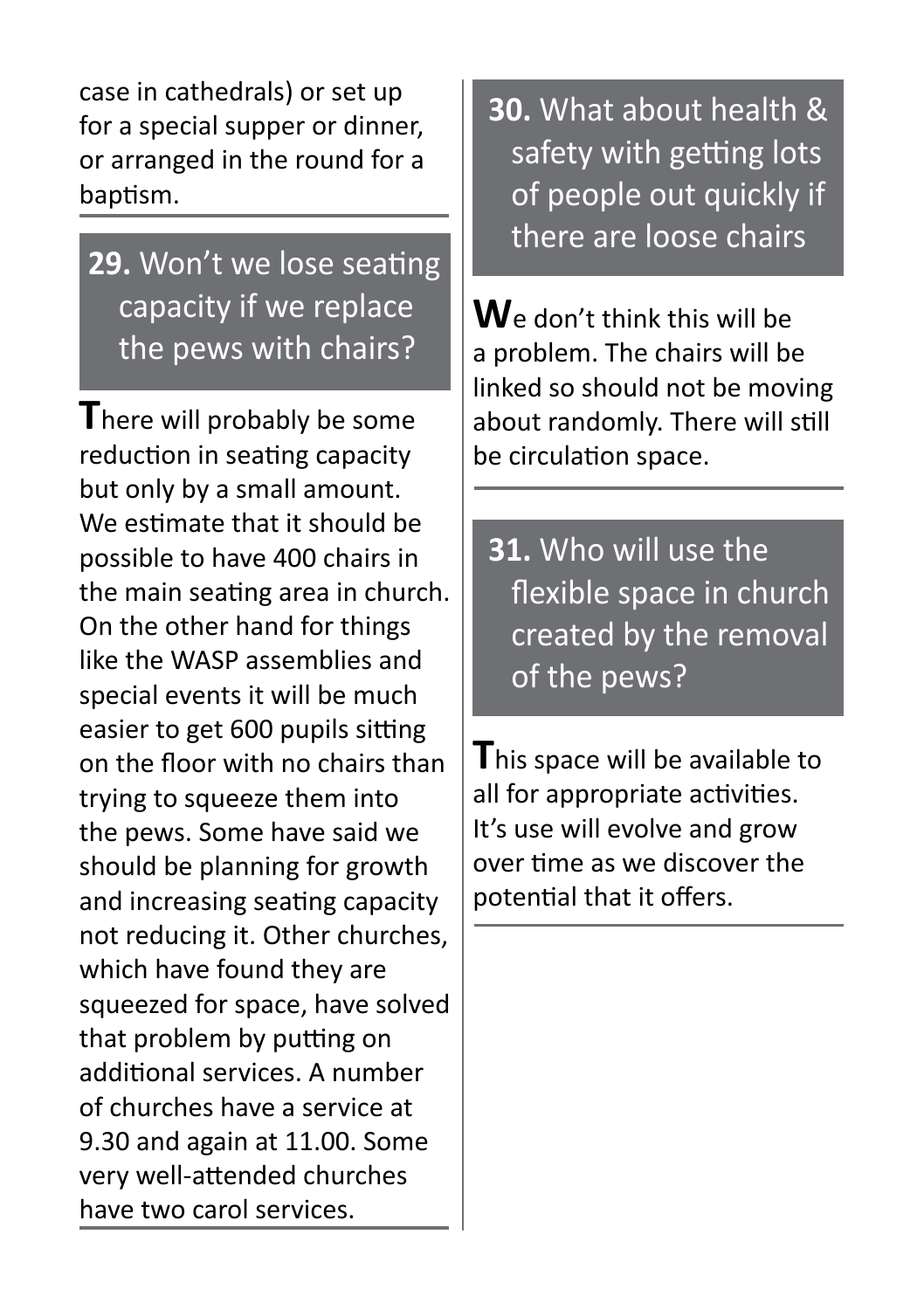case in cathedrals) or set up for a special supper or dinner, or arranged in the round for a baptism.

## 29. Won't we lose seating capacity if we replace the pews with chairs?

There will probably be some reduction in seating capacity but only by a small amount. We estimate that it should be possible to have 400 chairs in the main seating area in church. On the other hand for things like the WASP assemblies and special events it will be much easier to get 600 pupils sitting on the floor with no chairs than trying to squeeze them into the pews. Some have said we should be planning for growth and increasing seating capacity not reducing it. Other churches, which have found they are squeezed for space, have solved that problem by putting on additional services. A number of churches have a service at 9.30 and again at 11.00. Some very well-attended churches have two carol services.

## 30. What about health & safety with getting lots of people out quickly if there are loose chairs

We don't think this will be a problem. The chairs will be linked so should not be moving about randomly. There will still be circulation space.

## 31. Who will use the flexible space in church created by the removal of the pews?

This space will be available to all for appropriate activities. It's use will evolve and grow over time as we discover the potential that it offers.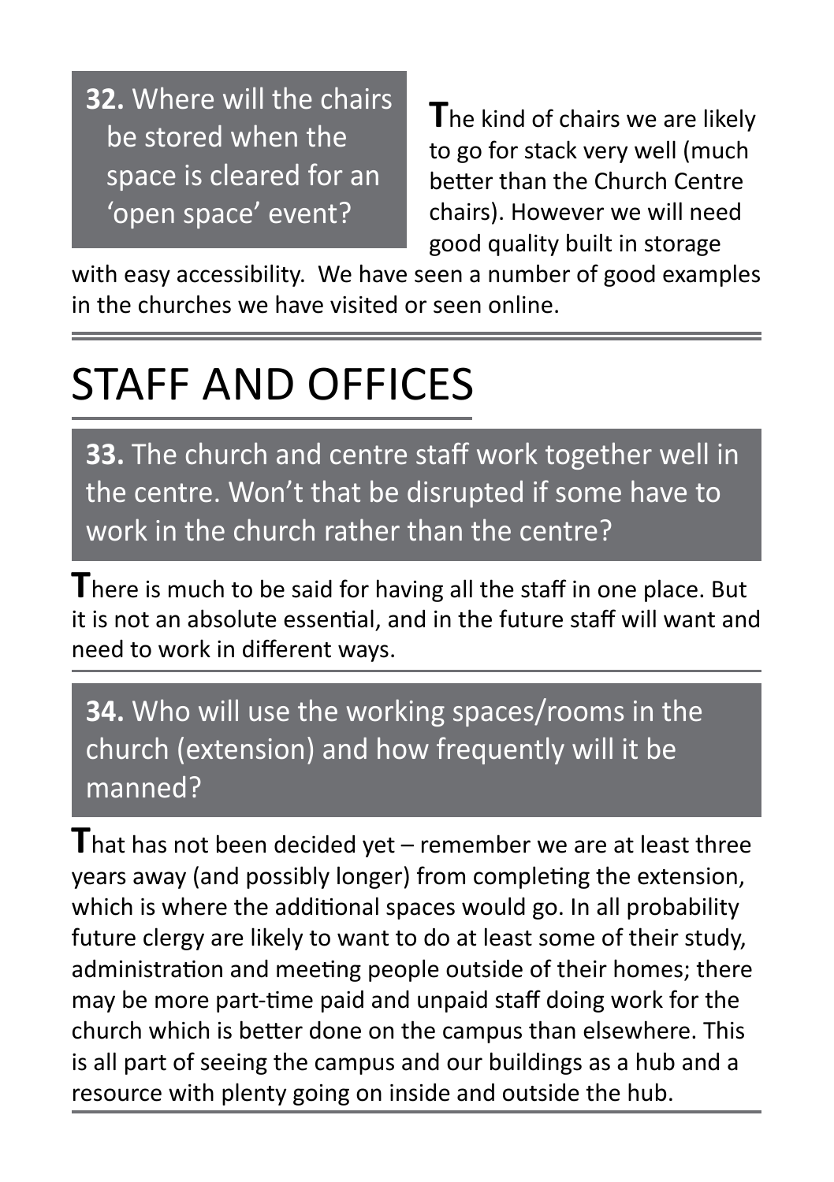**32.** Where will the chairs be stored when the space is cleared for an 'open space' event?

The kind of chairs we are likely to go for stack very well (much better than the Church Centre chairs). However we will need good quality built in storage with easy accessibility.  We have seen a number of good examples in the churches we have visited or seen online.

---

# STAFF AND OFFICES

**33.** The church and centre staff work together well in the centre. Won't that be disrupted if some have to work in the church rather than the centre?

There is much to be said for having all the staff in one place. But it is not an absolute essential, and in the future staff will want and need to work in different ways.

---

**34.** Who will use the working spaces/rooms in the church (extension) and how frequently will it be manned?

That has not been decided yet – remember we are at least three years away (and possibly longer) from completing the extension, which is where the additional spaces would go. In all probability future clergy are likely to want to do at least some of their study, administration and meeting people outside of their homes; there may be more part-time paid and unpaid staff doing work for the church which is better done on the campus than elsewhere. This is all part of seeing the campus and our buildings as a hub and a resource with plenty going on inside and outside the hub.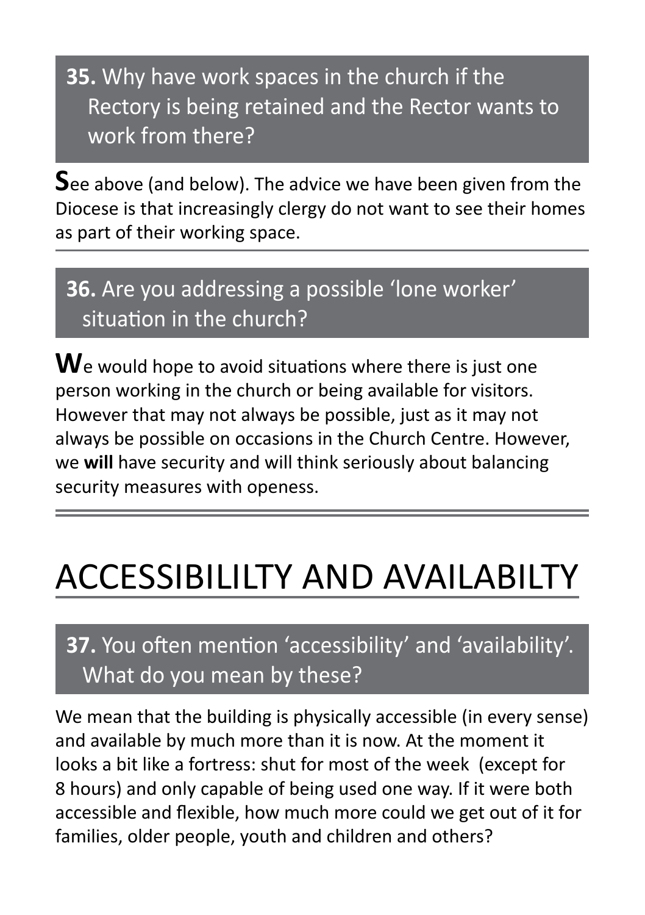**35.** Why have work spaces in the church if the Rectory is being retained and the Rector wants to work from there?

See above (and below). The advice we have been given from the Diocese is that increasingly clergy do not want to see their homes as part of their working space.

---

**36.** Are you addressing a possible 'lone worker' situation in the church?

We would hope to avoid situations where there is just one person working in the church or being available for visitors. However that may not always be possible, just as it may not always be possible on occasions in the Church Centre. However, we **will** have security and will think seriously about balancing security measures with openess.

---

# ACCESSIBILILTY AND AVAILABILTY

**37.** You often mention 'accessibility' and 'availability'. What do you mean by these?

We mean that the building is physically accessible (in every sense) and available by much more than it is now. At the moment it looks a bit like a fortress: shut for most of the week (except for 8 hours) and only capable of being used one way. If it were both accessible and flexible, how much more could we get out of it for families, older people, youth and children and others?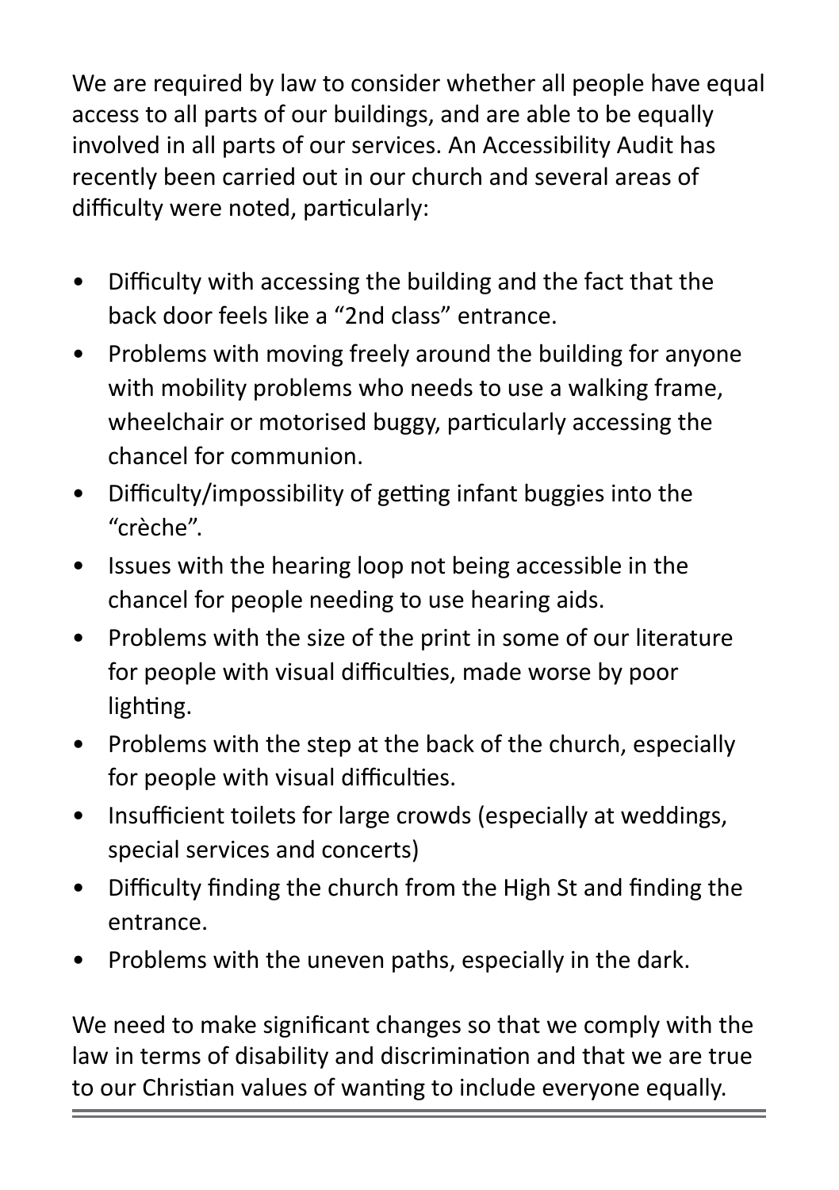We are required by law to consider whether all people have equal access to all parts of our buildings, and are able to be equally involved in all parts of our services. An Accessibility Audit has recently been carried out in our church and several areas of difficulty were noted, particularly:

- Difficulty with accessing the building and the fact that the back door feels like a “2nd class” entrance.
- Problems with moving freely around the building for anyone with mobility problems who needs to use a walking frame, wheelchair or motorised buggy, particularly accessing the chancel for communion.
- Difficulty/impossibility of getting infant buggies into the “crèche”.
- Issues with the hearing loop not being accessible in the chancel for people needing to use hearing aids.
- Problems with the size of the print in some of our literature for people with visual difficulties, made worse by poor lighting.
- Problems with the step at the back of the church, especially for people with visual difficulties.
- Insufficient toilets for large crowds (especially at weddings, special services and concerts)
- Difficulty finding the church from the High St and finding the entrance.
- Problems with the uneven paths, especially in the dark.

We need to make significant changes so that we comply with the law in terms of disability and discrimination and that we are true to our Christian values of wanting to include everyone equally.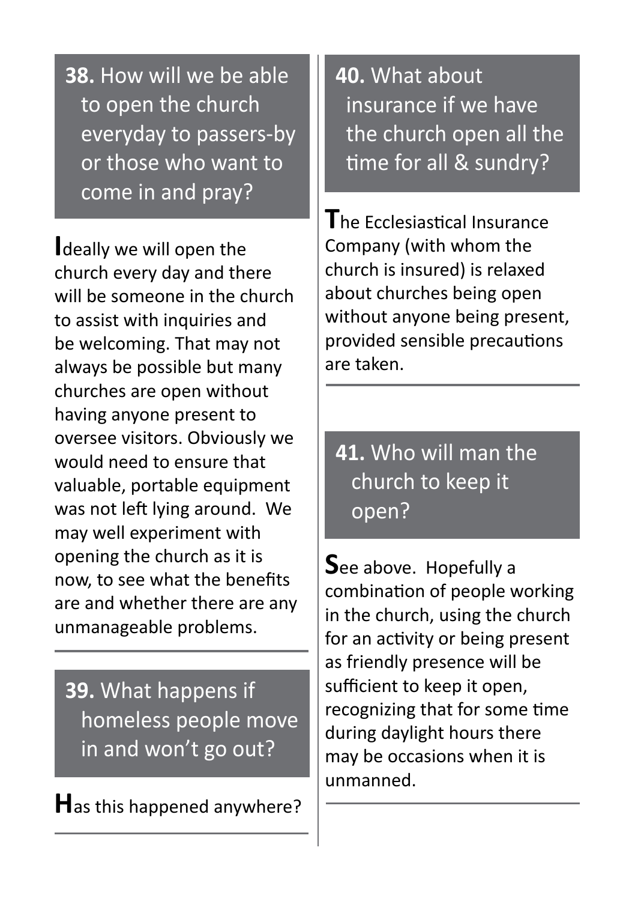### **38.** How will we be able to open the church everyday to passers-by or those who want to come in and pray?

**I**deally we will open the church every day and there will be someone in the church to assist with inquiries and be welcoming. That may not always be possible but many churches are open without having anyone present to oversee visitors. Obviously we would need to ensure that valuable, portable equipment was not left lying around. We may well experiment with opening the church as it is now, to see what the benefits are and whether there are any unmanageable problems.

---

### **39.** What happens if homeless people move in and won't go out?

**H**as this happened anywhere?

---

### **40.** What about insurance if we have the church open all the time for all & sundry?

**T**he Ecclesiastical Insurance Company (with whom the church is insured) is relaxed about churches being open without anyone being present, provided sensible precautions are taken.

---

### **41.** Who will man the church to keep it open?

**S**ee above. Hopefully a combination of people working in the church, using the church for an activity or being present as friendly presence will be sufficient to keep it open, recognizing that for some time during daylight hours there may be occasions when it is unmanned.

---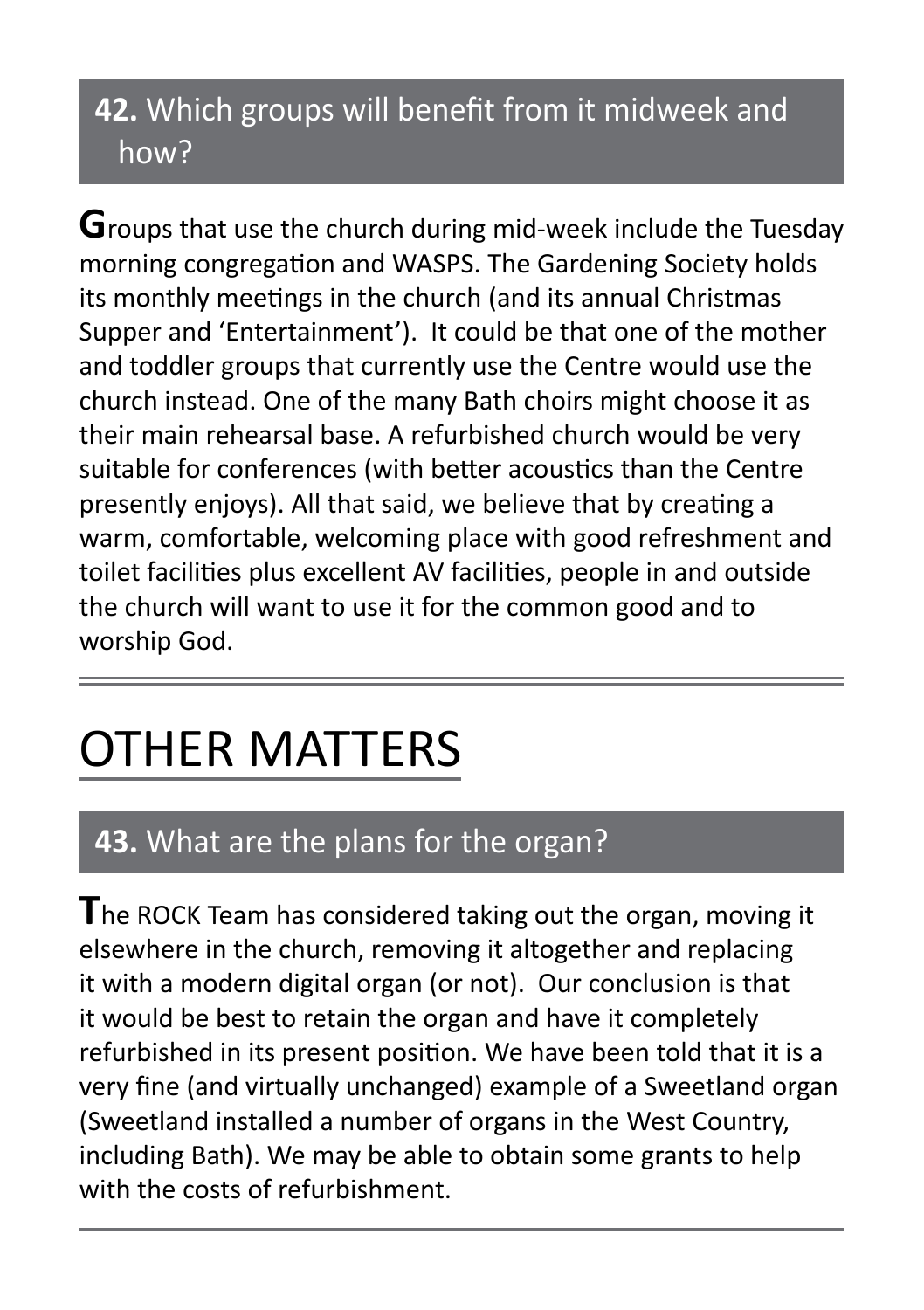## **42.** Which groups will benefit from it midweek and how?

Groups that use the church during mid-week include the Tuesday morning congregation and WASPS. The Gardening Society holds its monthly meetings in the church (and its annual Christmas Supper and 'Entertainment'). It could be that one of the mother and toddler groups that currently use the Centre would use the church instead. One of the many Bath choirs might choose it as their main rehearsal base. A refurbished church would be very suitable for conferences (with better acoustics than the Centre presently enjoys). All that said, we believe that by creating a warm, comfortable, welcoming place with good refreshment and toilet facilities plus excellent AV facilities, people in and outside the church will want to use it for the common good and to worship God.

# OTHER MATTERS

## **43.** What are the plans for the organ?

The ROCK Team has considered taking out the organ, moving it elsewhere in the church, removing it altogether and replacing it with a modern digital organ (or not). Our conclusion is that it would be best to retain the organ and have it completely refurbished in its present position. We have been told that it is a very fine (and virtually unchanged) example of a Sweetland organ (Sweetland installed a number of organs in the West Country, including Bath). We may be able to obtain some grants to help with the costs of refurbishment.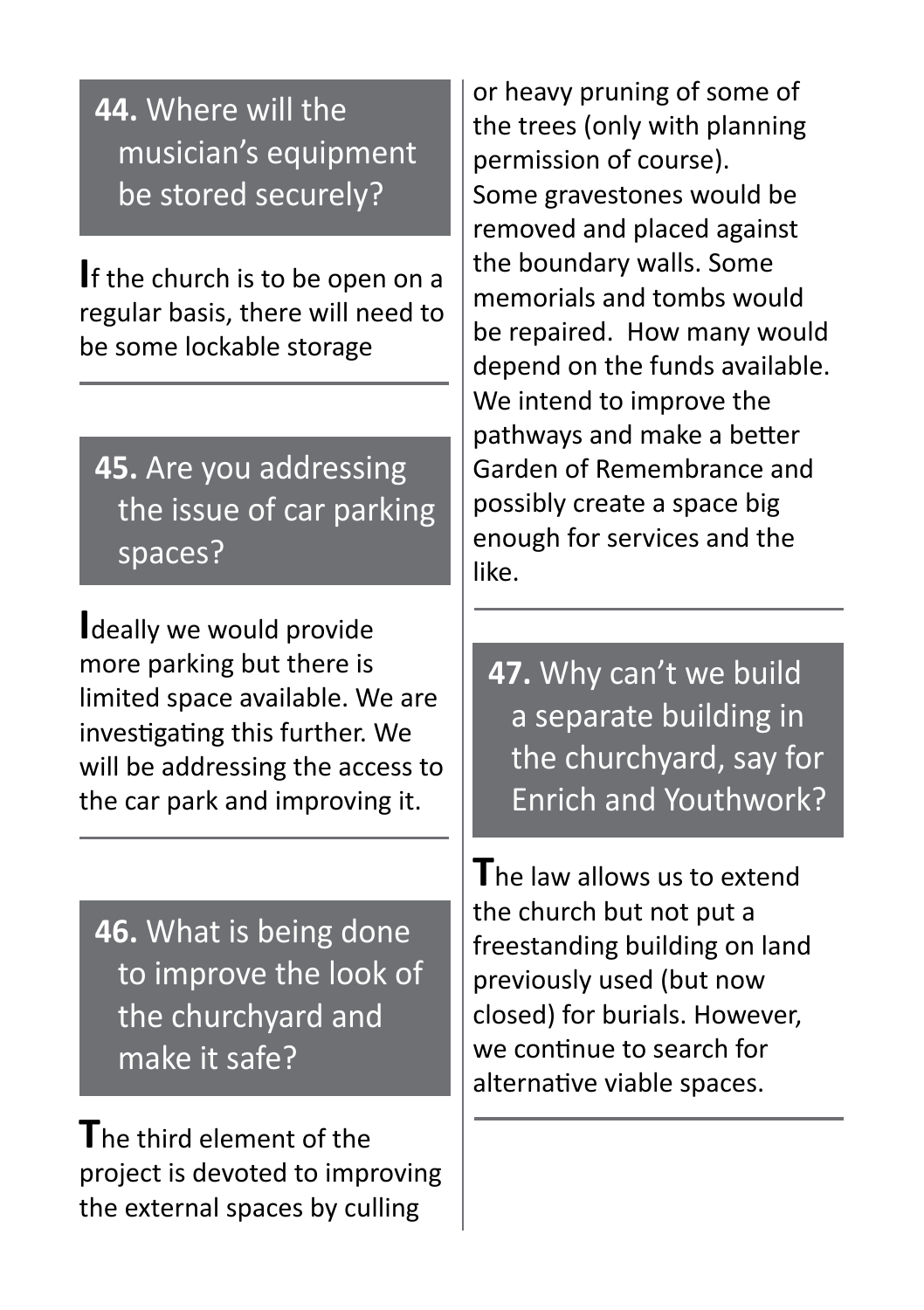### **44.** Where will the musician's equipment be stored securely?

If the church is to be open on a regular basis, there will need to be some lockable storage

---

### **45.** Are you addressing the issue of car parking spaces?

Ideally we would provide more parking but there is limited space available. We are investigating this further. We will be addressing the access to the car park and improving it.

---

### **46.** What is being done to improve the look of the churchyard and make it safe?

The third element of the project is devoted to improving the external spaces by culling or heavy pruning of some of the trees (only with planning permission of course).
Some gravestones would be removed and placed against the boundary walls. Some memorials and tombs would be repaired. How many would depend on the funds available. We intend to improve the pathways and make a better Garden of Remembrance and possibly create a space big enough for services and the like.

---

### **47.** Why can't we build a separate building in the churchyard, say for Enrich and Youthwork?

The law allows us to extend the church but not put a freestanding building on land previously used (but now closed) for burials. However, we continue to search for alternative viable spaces.

---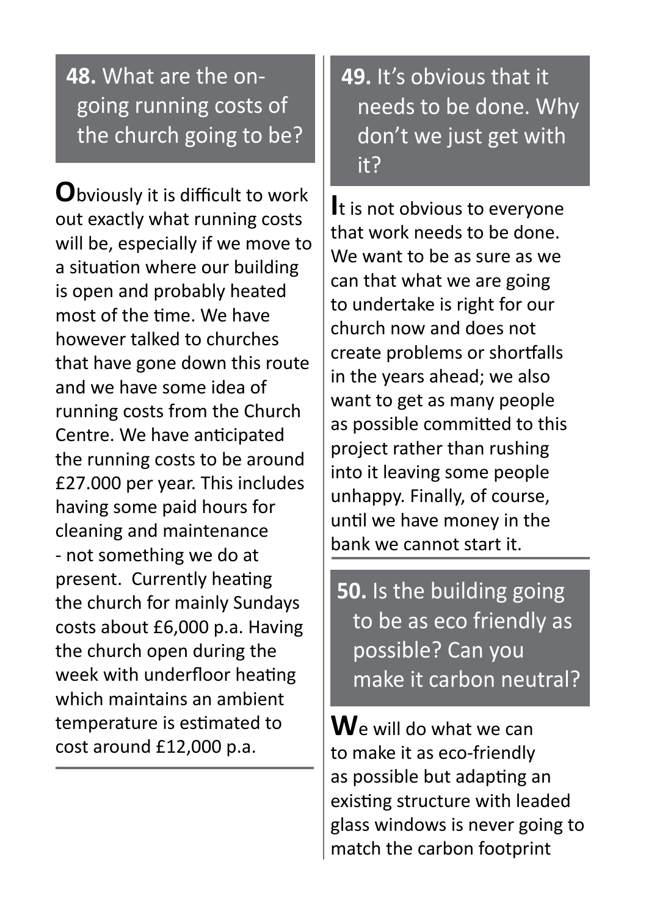## 48. What are the on-going running costs of the church going to be?

**O**bviously it is difficult to work out exactly what running costs will be, especially if we move to a situation where our building is open and probably heated most of the time. We have however talked to churches that have gone down this route and we have some idea of running costs from the Church Centre. We have anticipated the running costs to be around £27.000 per year. This includes having some paid hours for cleaning and maintenance - not something we do at present. Currently heating the church for mainly Sundays costs about £6,000 p.a. Having the church open during the week with underfloor heating which maintains an ambient temperature is estimated to cost around £12,000 p.a.

## 49. It's obvious that it needs to be done. Why don't we just get with it?

**I**t is not obvious to everyone that work needs to be done. We want to be as sure as we can that what we are going to undertake is right for our church now and does not create problems or shortfalls in the years ahead; we also want to get as many people as possible committed to this project rather than rushing into it leaving some people unhappy. Finally, of course, until we have money in the bank we cannot start it.

## 50. Is the building going to be as eco friendly as possible? Can you make it carbon neutral?

**W**e will do what we can to make it as eco-friendly as possible but adapting an existing structure with leaded glass windows is never going to match the carbon footprint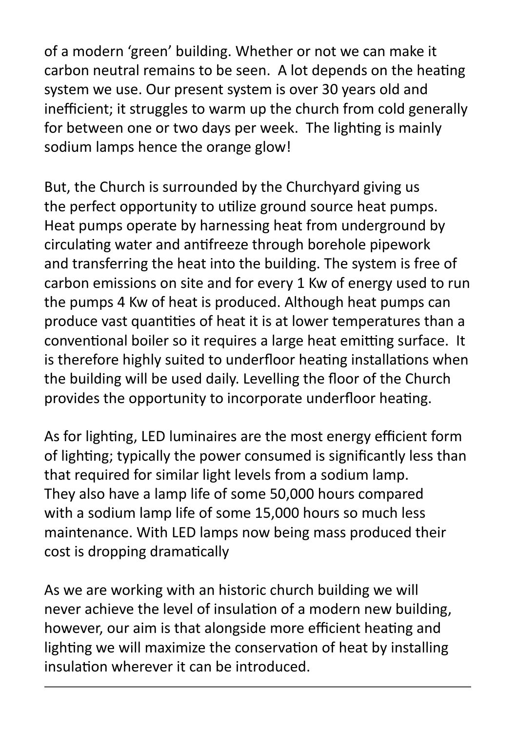of a modern 'green' building. Whether or not we can make it carbon neutral remains to be seen. A lot depends on the heating system we use. Our present system is over 30 years old and inefficient; it struggles to warm up the church from cold generally for between one or two days per week. The lighting is mainly sodium lamps hence the orange glow!

But, the Church is surrounded by the Churchyard giving us the perfect opportunity to utilize ground source heat pumps. Heat pumps operate by harnessing heat from underground by circulating water and antifreeze through borehole pipework and transferring the heat into the building. The system is free of carbon emissions on site and for every 1 Kw of energy used to run the pumps 4 Kw of heat is produced. Although heat pumps can produce vast quantities of heat it is at lower temperatures than a conventional boiler so it requires a large heat emitting surface. It is therefore highly suited to underfloor heating installations when the building will be used daily. Levelling the floor of the Church provides the opportunity to incorporate underfloor heating.

As for lighting, LED luminaires are the most energy efficient form of lighting; typically the power consumed is significantly less than that required for similar light levels from a sodium lamp. They also have a lamp life of some 50,000 hours compared with a sodium lamp life of some 15,000 hours so much less maintenance. With LED lamps now being mass produced their cost is dropping dramatically

As we are working with an historic church building we will never achieve the level of insulation of a modern new building, however, our aim is that alongside more efficient heating and lighting we will maximize the conservation of heat by installing insulation wherever it can be introduced.

---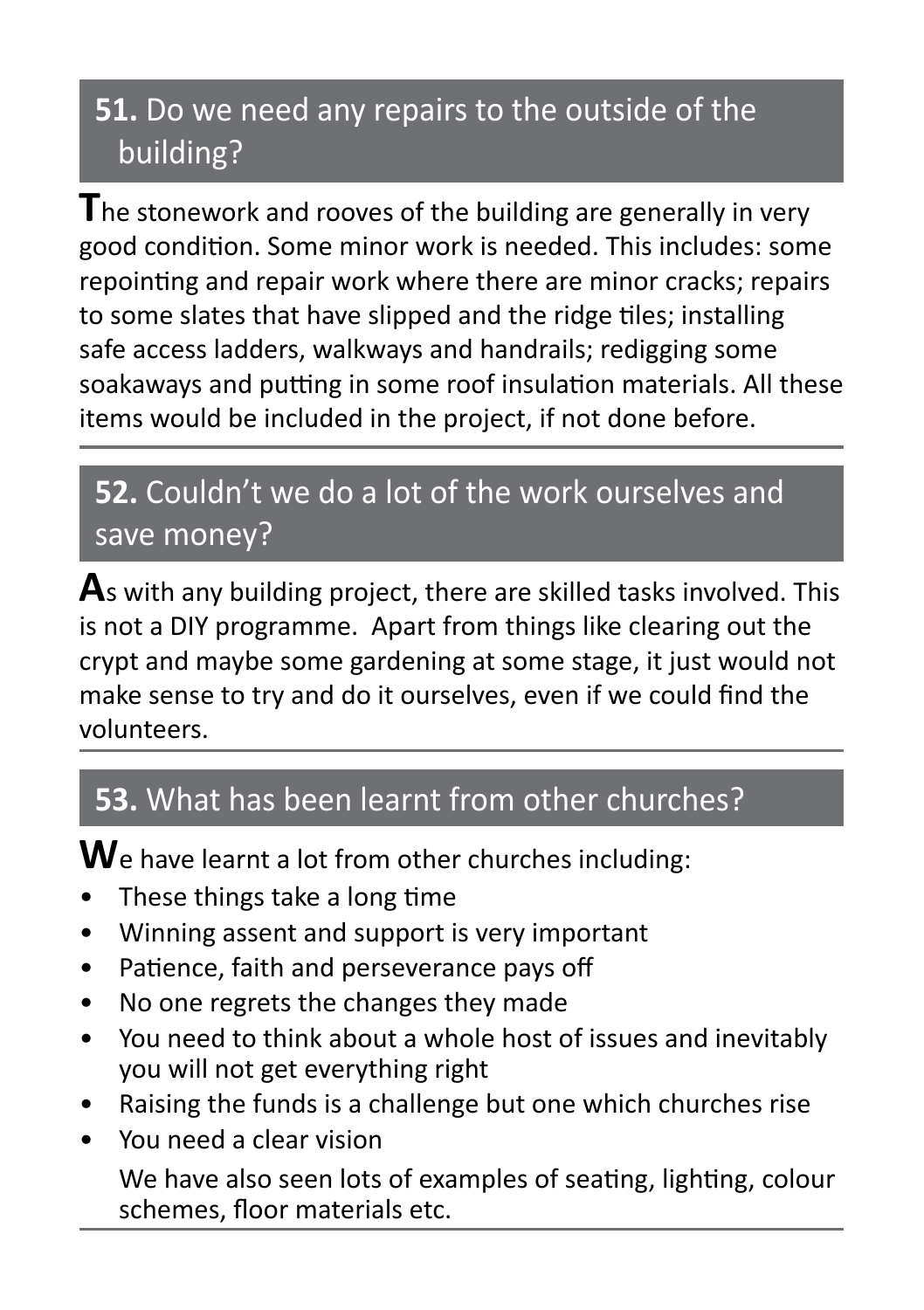## **51.** Do we need any repairs to the outside of the building?

The stonework and rooves of the building are generally in very good condition. Some minor work is needed. This includes: some repointing and repair work where there are minor cracks; repairs to some slates that have slipped and the ridge tiles; installing safe access ladders, walkways and handrails; redigging some soakaways and putting in some roof insulation materials. All these items would be included in the project, if not done before.

## **52.** Couldn't we do a lot of the work ourselves and save money?

As with any building project, there are skilled tasks involved. This is not a DIY programme. Apart from things like clearing out the crypt and maybe some gardening at some stage, it just would not make sense to try and do it ourselves, even if we could find the volunteers.

## **53.** What has been learnt from other churches?

We have learnt a lot from other churches including:

- These things take a long time
- Winning assent and support is very important
- Patience, faith and perseverance pays off
- No one regrets the changes they made
- You need to think about a whole host of issues and inevitably you will not get everything right
- Raising the funds is a challenge but one which churches rise
- You need a clear vision

  We have also seen lots of examples of seating, lighting, colour schemes, floor materials etc.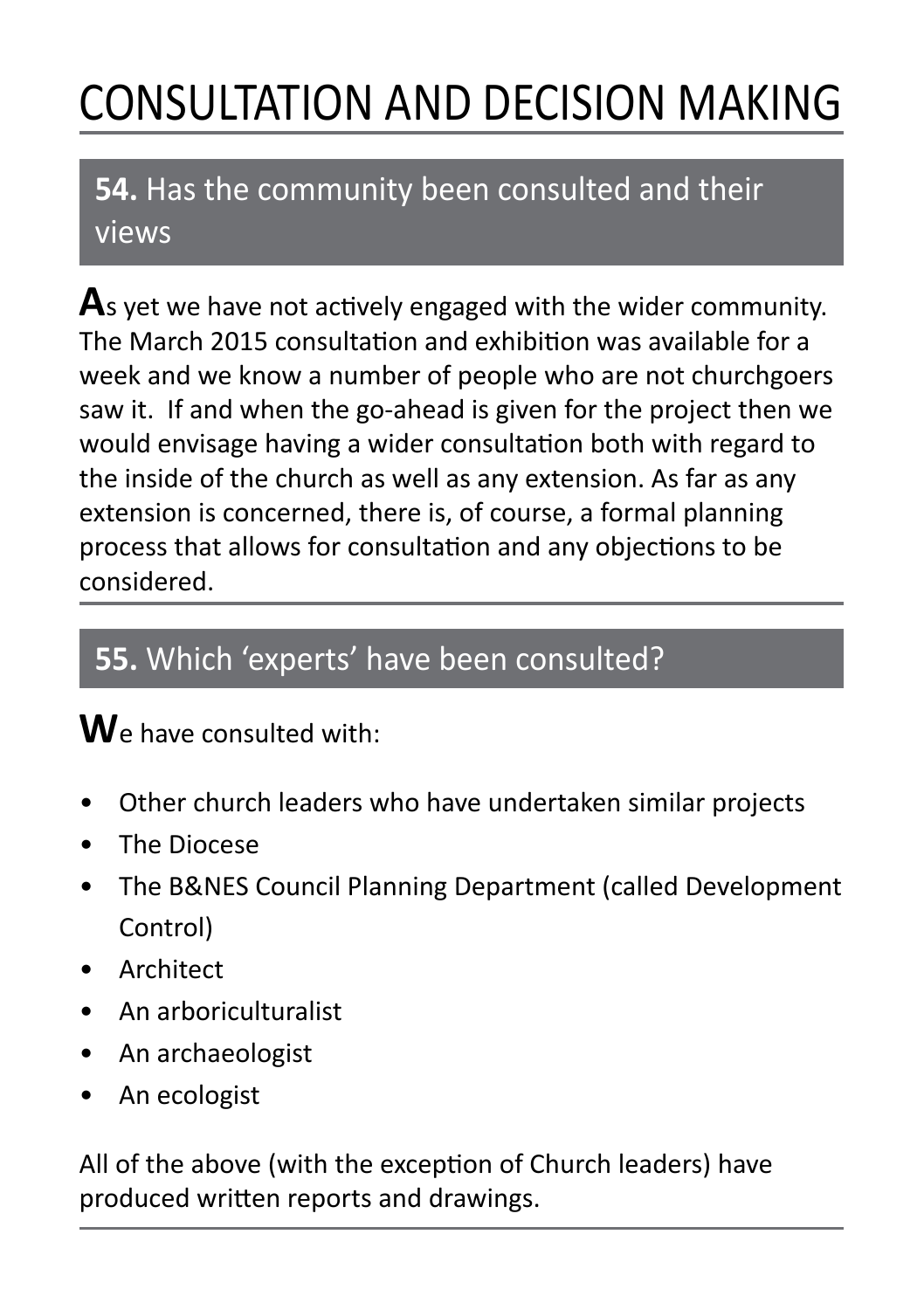# CONSULTATION AND DECISION MAKING

## **54.** Has the community been consulted and their views

As yet we have not actively engaged with the wider community. The March 2015 consultation and exhibition was available for a week and we know a number of people who are not churchgoers saw it. If and when the go-ahead is given for the project then we would envisage having a wider consultation both with regard to the inside of the church as well as any extension. As far as any extension is concerned, there is, of course, a formal planning process that allows for consultation and any objections to be considered.

## **55.** Which 'experts' have been consulted?

We have consulted with:

- Other church leaders who have undertaken similar projects
- The Diocese
- The B&NES Council Planning Department (called Development Control)
- Architect
- An arboriculturalist
- An archaeologist
- An ecologist

All of the above (with the exception of Church leaders) have produced written reports and drawings.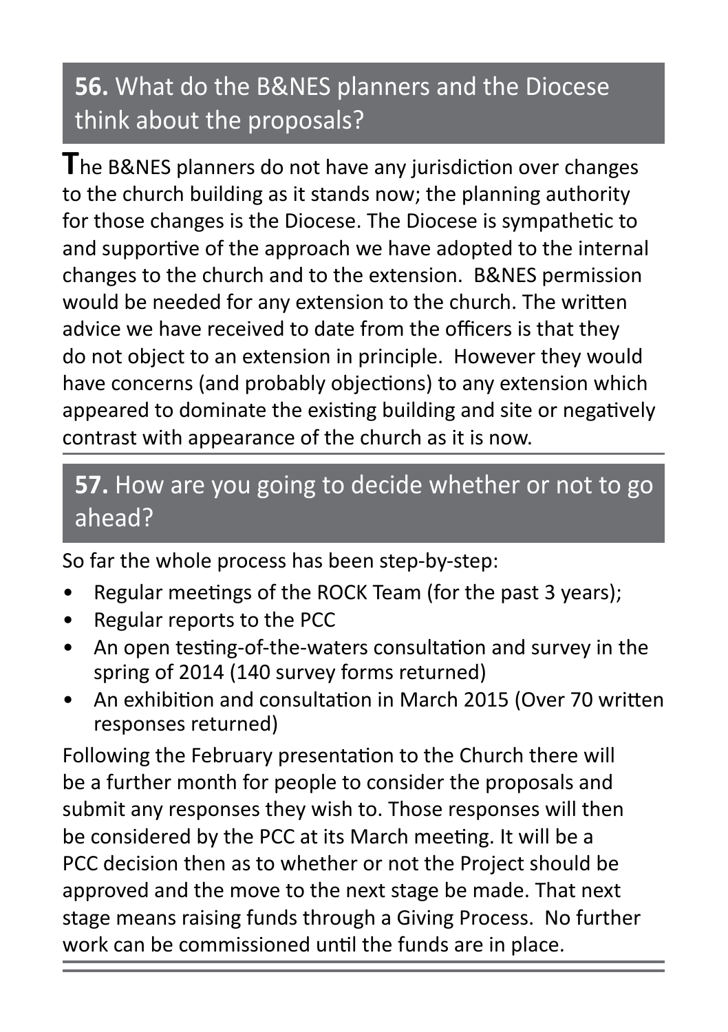## **56.** What do the B&NES planners and the Diocese think about the proposals?

**T**he B&NES planners do not have any jurisdiction over changes to the church building as it stands now; the planning authority for those changes is the Diocese. The Diocese is sympathetic to and supportive of the approach we have adopted to the internal changes to the church and to the extension. B&NES permission would be needed for any extension to the church. The written advice we have received to date from the officers is that they do not object to an extension in principle. However they would have concerns (and probably objections) to any extension which appeared to dominate the existing building and site or negatively contrast with appearance of the church as it is now.

## **57.** How are you going to decide whether or not to go ahead?

So far the whole process has been step-by-step:

- Regular meetings of the ROCK Team (for the past 3 years);
- Regular reports to the PCC
- An open testing-of-the-waters consultation and survey in the spring of 2014 (140 survey forms returned)
- An exhibition and consultation in March 2015 (Over 70 written responses returned)

Following the February presentation to the Church there will be a further month for people to consider the proposals and submit any responses they wish to. Those responses will then be considered by the PCC at its March meeting. It will be a PCC decision then as to whether or not the Project should be approved and the move to the next stage be made. That next stage means raising funds through a Giving Process. No further work can be commissioned until the funds are in place.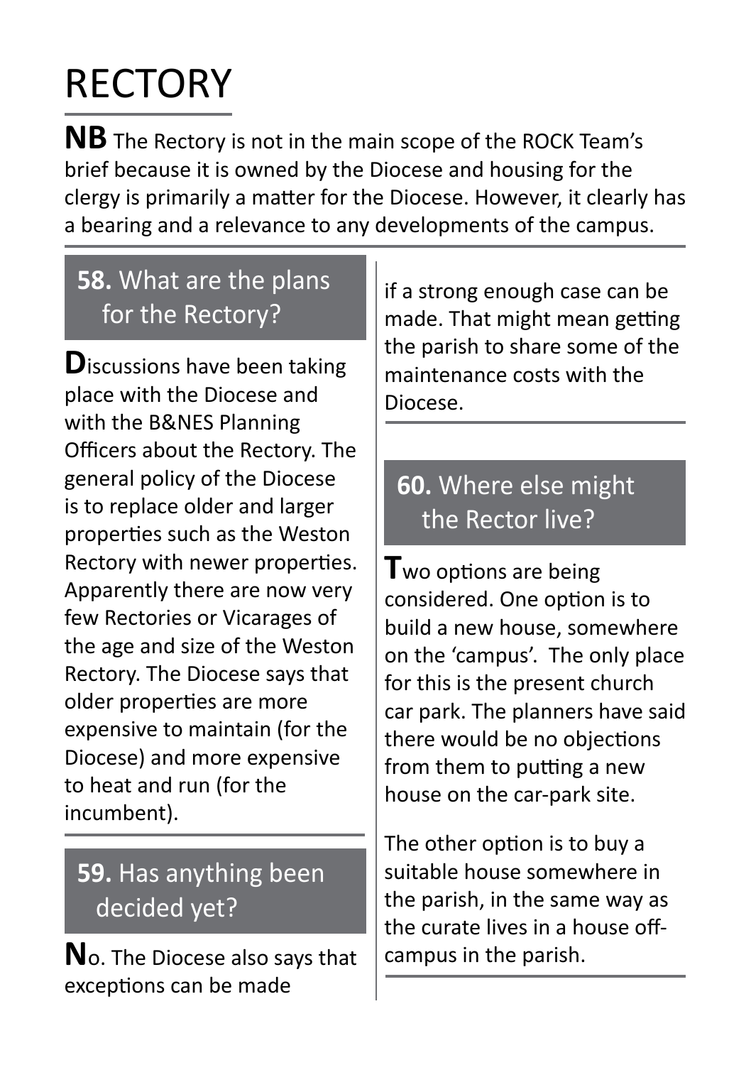# RECTORY

**NB** The Rectory is not in the main scope of the ROCK Team's brief because it is owned by the Diocese and housing for the clergy is primarily a matter for the Diocese. However, it clearly has a bearing and a relevance to any developments of the campus.

## **58.** What are the plans for the Rectory?

**D**iscussions have been taking place with the Diocese and with the B&NES Planning Officers about the Rectory. The general policy of the Diocese is to replace older and larger properties such as the Weston Rectory with newer properties. Apparently there are now very few Rectories or Vicarages of the age and size of the Weston Rectory. The Diocese says that older properties are more expensive to maintain (for the Diocese) and more expensive to heat and run (for the incumbent).

## **59.** Has anything been decided yet?

**N**o. The Diocese also says that exceptions can be made if a strong enough case can be made. That might mean getting the parish to share some of the maintenance costs with the Diocese.

## **60.** Where else might the Rector live?

**T**wo options are being considered. One option is to build a new house, somewhere on the 'campus'. The only place for this is the present church car park. The planners have said there would be no objections from them to putting a new house on the car-park site.

The other option is to buy a suitable house somewhere in the parish, in the same way as the curate lives in a house off-campus in the parish.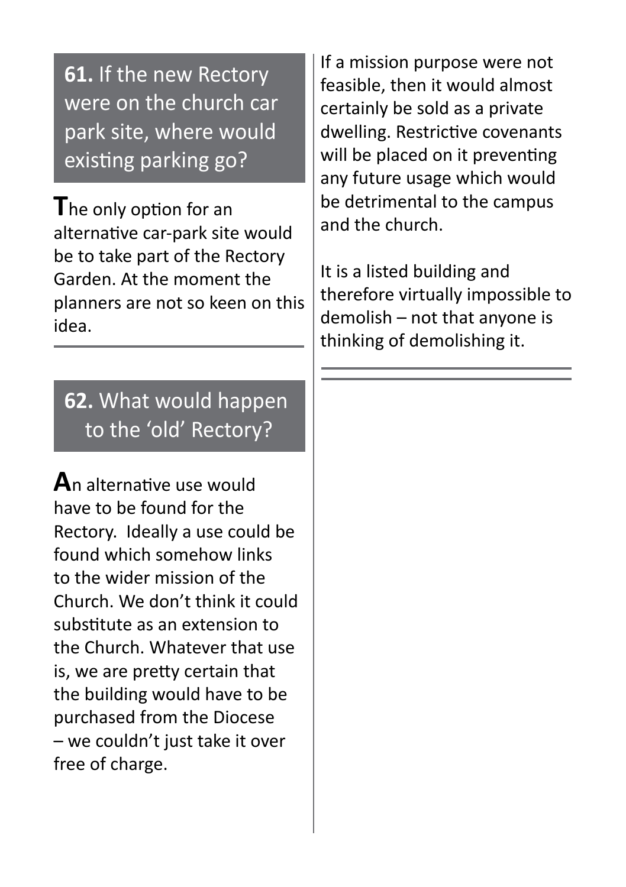## **61.** If the new Rectory were on the church car park site, where would existing parking go?

The only option for an alternative car-park site would be to take part of the Rectory Garden. At the moment the planners are not so keen on this idea.

## **62.** What would happen to the 'old' Rectory?

An alternative use would have to be found for the Rectory. Ideally a use could be found which somehow links to the wider mission of the Church. We don't think it could substitute as an extension to the Church. Whatever that use is, we are pretty certain that the building would have to be purchased from the Diocese – we couldn't just take it over free of charge.

If a mission purpose were not feasible, then it would almost certainly be sold as a private dwelling. Restrictive covenants will be placed on it preventing any future usage which would be detrimental to the campus and the church.

It is a listed building and therefore virtually impossible to demolish – not that anyone is thinking of demolishing it.